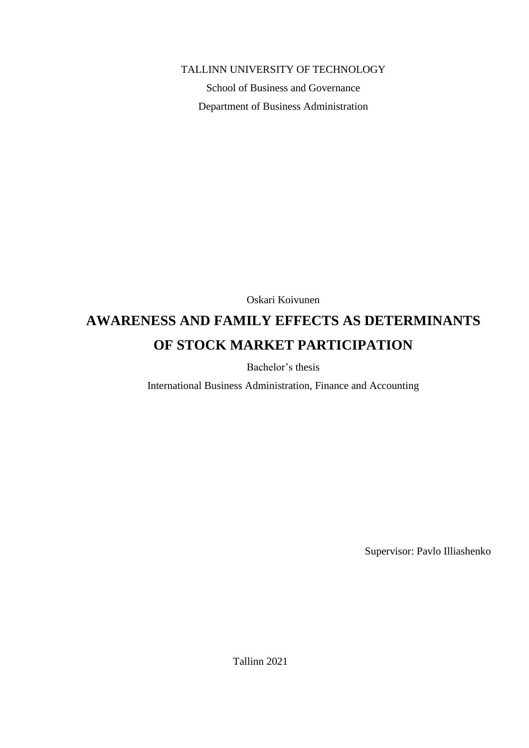TALLINN UNIVERSITY OF TECHNOLOGY

School of Business and Governance

Department of Business Administration

Oskari Koivunen

# AWARENESS AND FAMILY EFFECTS AS DETERMINANTS OF STOCK MARKET PARTICIPATION

Bachelor's thesis

International Business Administration, Finance and Accounting

Supervisor: Pavlo Illiashenko

Tallinn 2021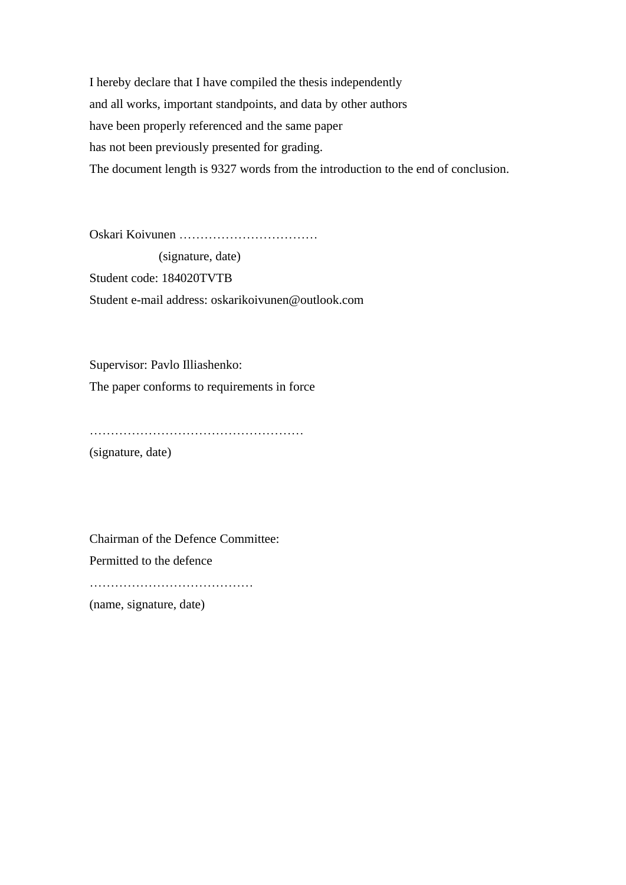I hereby declare that I have compiled the thesis independently
and all works, important standpoints, and data by other authors
have been properly referenced and the same paper
has not been previously presented for grading.
The document length is 9327 words from the introduction to the end of conclusion.

Oskari Koivunen ……………………………
(signature, date)
Student code: 184020TVTB
Student e-mail address: oskarikoivunen@outlook.com

Supervisor: Pavlo Illiashenko:
The paper conforms to requirements in force

……………………………………………
(signature, date)

Chairman of the Defence Committee:
Permitted to the defence
…………………………………
(name, signature, date)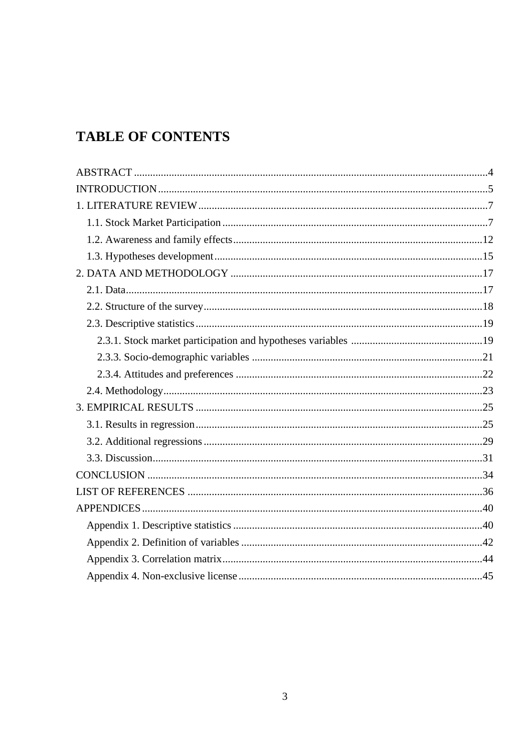# TABLE OF CONTENTS

ABSTRACT ....................................................................................................................4
INTRODUCTION..........................................................................................................5
1. LITERATURE REVIEW............................................................................................7
  1.1. Stock Market Participation....................................................................................7
  1.2. Awareness and family effects.............................................................................12
  1.3. Hypotheses development....................................................................................15
2. DATA AND METHODOLOGY ..............................................................................17
  2.1. Data.....................................................................................................................17
  2.2. Structure of the survey........................................................................................18
  2.3. Descriptive statistics...........................................................................................19
    2.3.1. Stock market participation and hypotheses variables .................................19
    2.3.3. Socio-demographic variables .....................................................................21
    2.3.4. Attitudes and preferences ...........................................................................22
  2.4. Methodology.......................................................................................................23
3. EMPIRICAL RESULTS ...........................................................................................25
  3.1. Results in regression...........................................................................................25
  3.2. Additional regressions........................................................................................29
  3.3. Discussion...........................................................................................................31
CONCLUSION .............................................................................................................34
LIST OF REFERENCES ..............................................................................................36
APPENDICES...............................................................................................................40
  Appendix 1. Descriptive statistics .............................................................................40
  Appendix 2. Definition of variables ..........................................................................42
  Appendix 3. Correlation matrix.................................................................................44
  Appendix 4. Non-exclusive license...........................................................................45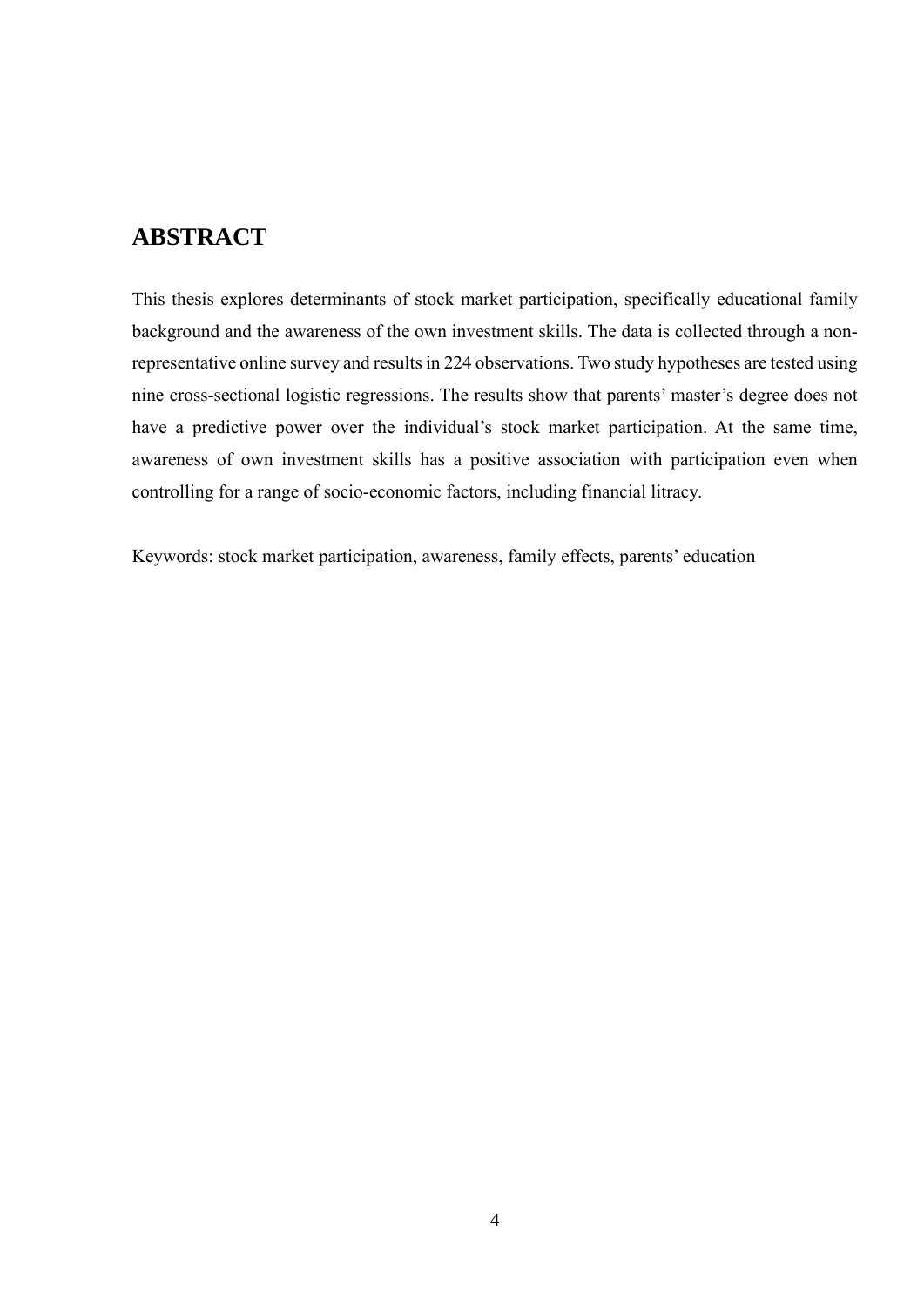# ABSTRACT

This thesis explores determinants of stock market participation, specifically educational family background and the awareness of the own investment skills. The data is collected through a non-representative online survey and results in 224 observations. Two study hypotheses are tested using nine cross-sectional logistic regressions. The results show that parents' master's degree does not have a predictive power over the individual's stock market participation. At the same time, awareness of own investment skills has a positive association with participation even when controlling for a range of socio-economic factors, including financial litracy.

Keywords: stock market participation, awareness, family effects, parents' education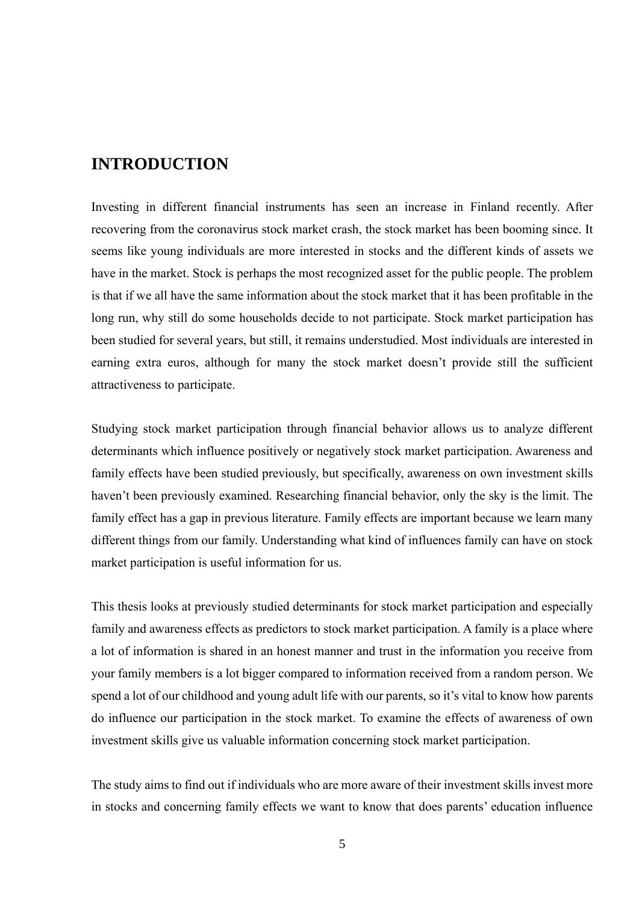# INTRODUCTION

Investing in different financial instruments has seen an increase in Finland recently. After recovering from the coronavirus stock market crash, the stock market has been booming since. It seems like young individuals are more interested in stocks and the different kinds of assets we have in the market. Stock is perhaps the most recognized asset for the public people. The problem is that if we all have the same information about the stock market that it has been profitable in the long run, why still do some households decide to not participate. Stock market participation has been studied for several years, but still, it remains understudied. Most individuals are interested in earning extra euros, although for many the stock market doesn't provide still the sufficient attractiveness to participate.

Studying stock market participation through financial behavior allows us to analyze different determinants which influence positively or negatively stock market participation. Awareness and family effects have been studied previously, but specifically, awareness on own investment skills haven't been previously examined. Researching financial behavior, only the sky is the limit. The family effect has a gap in previous literature. Family effects are important because we learn many different things from our family. Understanding what kind of influences family can have on stock market participation is useful information for us.

This thesis looks at previously studied determinants for stock market participation and especially family and awareness effects as predictors to stock market participation. A family is a place where a lot of information is shared in an honest manner and trust in the information you receive from your family members is a lot bigger compared to information received from a random person. We spend a lot of our childhood and young adult life with our parents, so it's vital to know how parents do influence our participation in the stock market. To examine the effects of awareness of own investment skills give us valuable information concerning stock market participation.

The study aims to find out if individuals who are more aware of their investment skills invest more in stocks and concerning family effects we want to know that does parents' education influence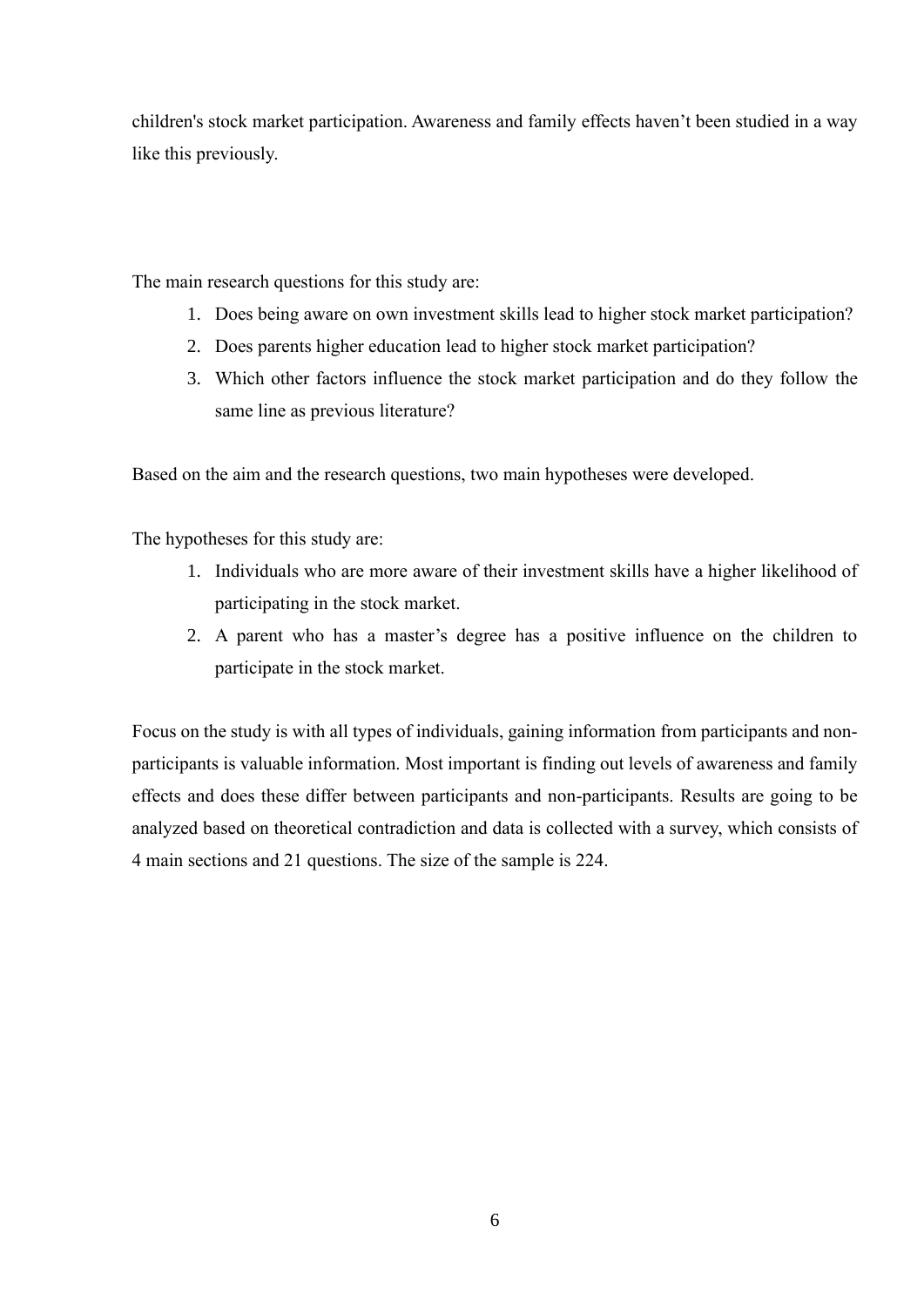children's stock market participation. Awareness and family effects haven't been studied in a way like this previously.

The main research questions for this study are:

1. Does being aware on own investment skills lead to higher stock market participation?
2. Does parents higher education lead to higher stock market participation?
3. Which other factors influence the stock market participation and do they follow the same line as previous literature?

Based on the aim and the research questions, two main hypotheses were developed.

The hypotheses for this study are:

1. Individuals who are more aware of their investment skills have a higher likelihood of participating in the stock market.
2. A parent who has a master's degree has a positive influence on the children to participate in the stock market.

Focus on the study is with all types of individuals, gaining information from participants and non-participants is valuable information. Most important is finding out levels of awareness and family effects and does these differ between participants and non-participants. Results are going to be analyzed based on theoretical contradiction and data is collected with a survey, which consists of 4 main sections and 21 questions. The size of the sample is 224.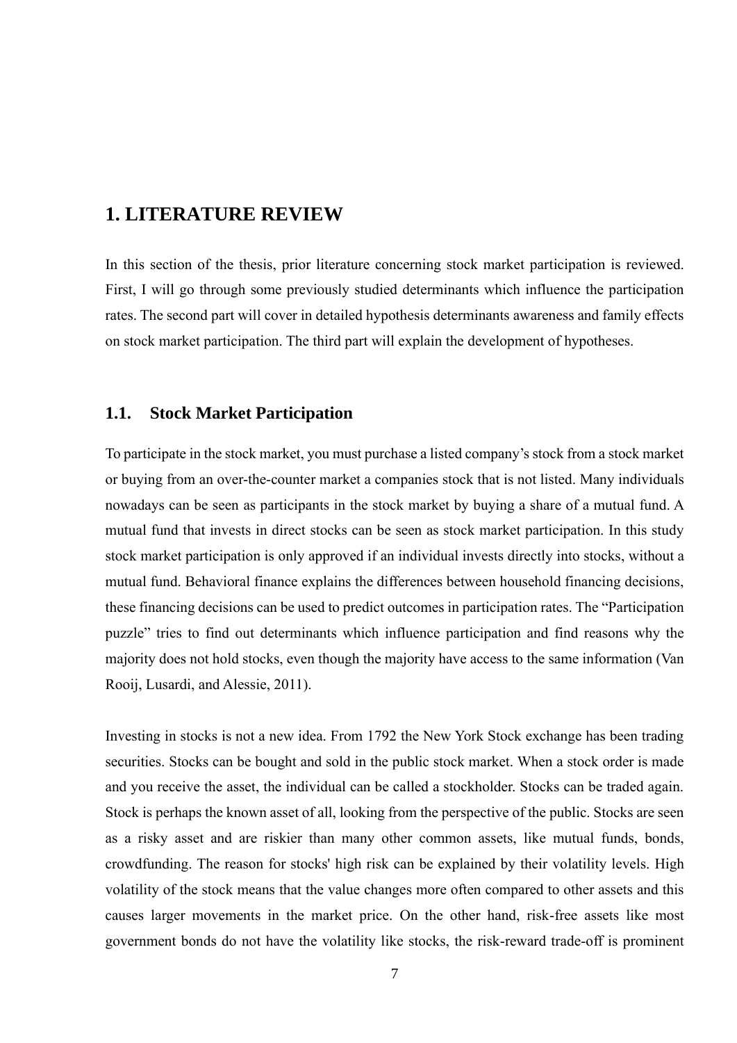# 1. LITERATURE REVIEW

In this section of the thesis, prior literature concerning stock market participation is reviewed. First, I will go through some previously studied determinants which influence the participation rates. The second part will cover in detailed hypothesis determinants awareness and family effects on stock market participation. The third part will explain the development of hypotheses.

## 1.1. Stock Market Participation

To participate in the stock market, you must purchase a listed company's stock from a stock market or buying from an over-the-counter market a companies stock that is not listed. Many individuals nowadays can be seen as participants in the stock market by buying a share of a mutual fund. A mutual fund that invests in direct stocks can be seen as stock market participation. In this study stock market participation is only approved if an individual invests directly into stocks, without a mutual fund. Behavioral finance explains the differences between household financing decisions, these financing decisions can be used to predict outcomes in participation rates. The "Participation puzzle" tries to find out determinants which influence participation and find reasons why the majority does not hold stocks, even though the majority have access to the same information (Van Rooij, Lusardi, and Alessie, 2011).

Investing in stocks is not a new idea. From 1792 the New York Stock exchange has been trading securities. Stocks can be bought and sold in the public stock market. When a stock order is made and you receive the asset, the individual can be called a stockholder. Stocks can be traded again. Stock is perhaps the known asset of all, looking from the perspective of the public. Stocks are seen as a risky asset and are riskier than many other common assets, like mutual funds, bonds, crowdfunding. The reason for stocks' high risk can be explained by their volatility levels. High volatility of the stock means that the value changes more often compared to other assets and this causes larger movements in the market price. On the other hand, risk-free assets like most government bonds do not have the volatility like stocks, the risk-reward trade-off is prominent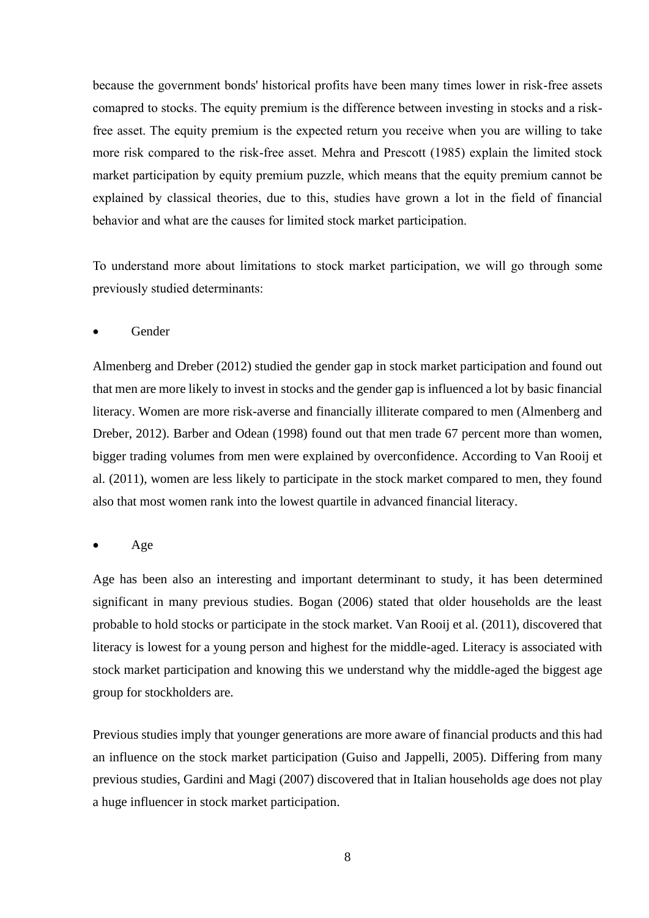because the government bonds' historical profits have been many times lower in risk-free assets comapred to stocks. The equity premium is the difference between investing in stocks and a risk-free asset. The equity premium is the expected return you receive when you are willing to take more risk compared to the risk-free asset. Mehra and Prescott (1985) explain the limited stock market participation by equity premium puzzle, which means that the equity premium cannot be explained by classical theories, due to this, studies have grown a lot in the field of financial behavior and what are the causes for limited stock market participation.

To understand more about limitations to stock market participation, we will go through some previously studied determinants:

- Gender

Almenberg and Dreber (2012) studied the gender gap in stock market participation and found out that men are more likely to invest in stocks and the gender gap is influenced a lot by basic financial literacy. Women are more risk-averse and financially illiterate compared to men (Almenberg and Dreber, 2012). Barber and Odean (1998) found out that men trade 67 percent more than women, bigger trading volumes from men were explained by overconfidence. According to Van Rooij et al. (2011), women are less likely to participate in the stock market compared to men, they found also that most women rank into the lowest quartile in advanced financial literacy.

- Age

Age has been also an interesting and important determinant to study, it has been determined significant in many previous studies. Bogan (2006) stated that older households are the least probable to hold stocks or participate in the stock market. Van Rooij et al. (2011), discovered that literacy is lowest for a young person and highest for the middle-aged. Literacy is associated with stock market participation and knowing this we understand why the middle-aged the biggest age group for stockholders are.

Previous studies imply that younger generations are more aware of financial products and this had an influence on the stock market participation (Guiso and Jappelli, 2005). Differing from many previous studies, Gardini and Magi (2007) discovered that in Italian households age does not play a huge influencer in stock market participation.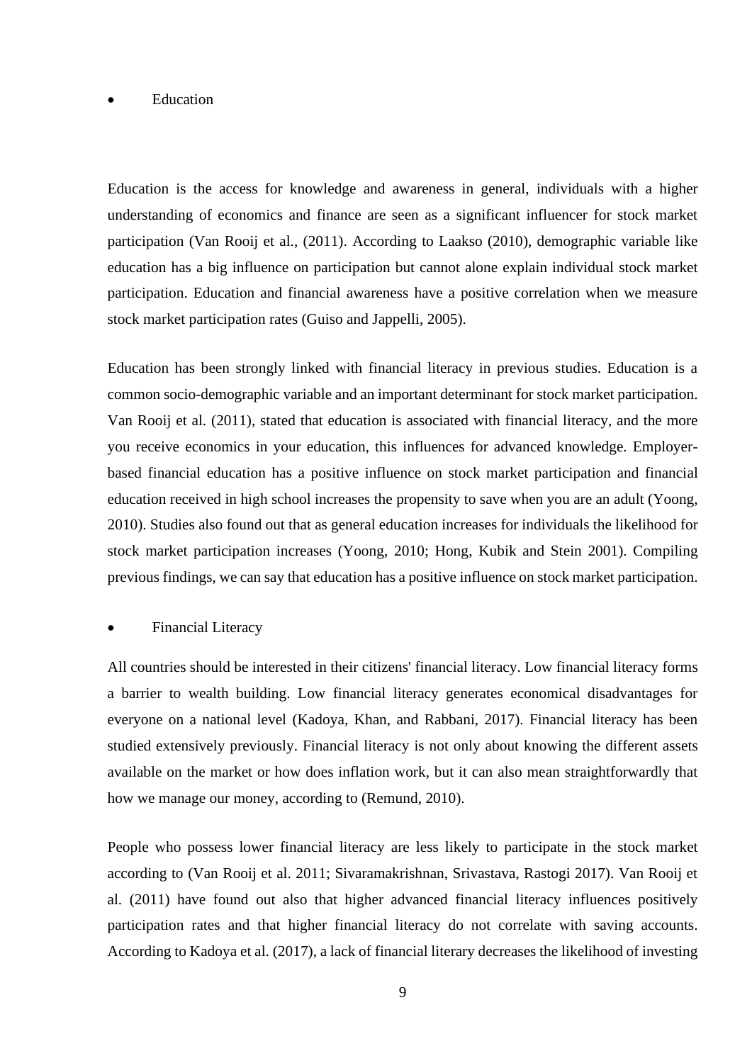- Education

Education is the access for knowledge and awareness in general, individuals with a higher understanding of economics and finance are seen as a significant influencer for stock market participation (Van Rooij et al., (2011). According to Laakso (2010), demographic variable like education has a big influence on participation but cannot alone explain individual stock market participation. Education and financial awareness have a positive correlation when we measure stock market participation rates (Guiso and Jappelli, 2005).

Education has been strongly linked with financial literacy in previous studies. Education is a common socio-demographic variable and an important determinant for stock market participation. Van Rooij et al. (2011), stated that education is associated with financial literacy, and the more you receive economics in your education, this influences for advanced knowledge. Employer-based financial education has a positive influence on stock market participation and financial education received in high school increases the propensity to save when you are an adult (Yoong, 2010). Studies also found out that as general education increases for individuals the likelihood for stock market participation increases (Yoong, 2010; Hong, Kubik and Stein 2001). Compiling previous findings, we can say that education has a positive influence on stock market participation.

- Financial Literacy

All countries should be interested in their citizens' financial literacy. Low financial literacy forms a barrier to wealth building. Low financial literacy generates economical disadvantages for everyone on a national level (Kadoya, Khan, and Rabbani, 2017). Financial literacy has been studied extensively previously. Financial literacy is not only about knowing the different assets available on the market or how does inflation work, but it can also mean straightforwardly that how we manage our money, according to (Remund, 2010).

People who possess lower financial literacy are less likely to participate in the stock market according to (Van Rooij et al. 2011; Sivaramakrishnan, Srivastava, Rastogi 2017). Van Rooij et al. (2011) have found out also that higher advanced financial literacy influences positively participation rates and that higher financial literacy do not correlate with saving accounts. According to Kadoya et al. (2017), a lack of financial literary decreases the likelihood of investing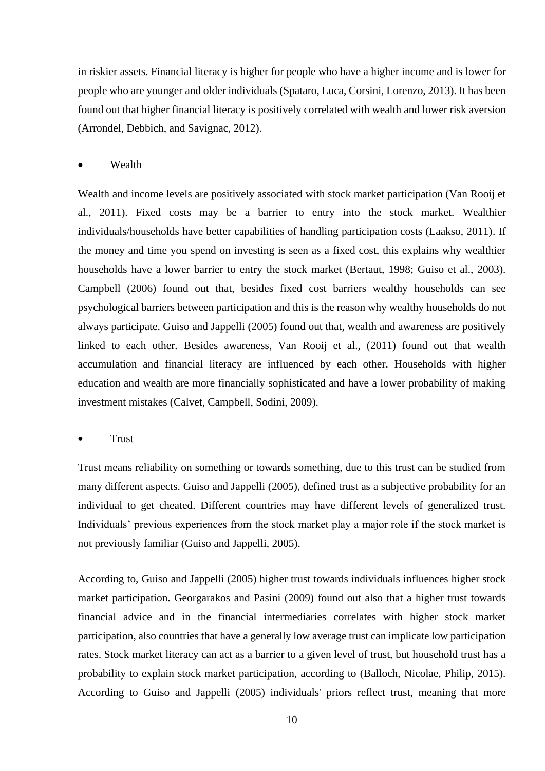in riskier assets. Financial literacy is higher for people who have a higher income and is lower for people who are younger and older individuals (Spataro, Luca, Corsini, Lorenzo, 2013). It has been found out that higher financial literacy is positively correlated with wealth and lower risk aversion (Arrondel, Debbich, and Savignac, 2012).

- Wealth

Wealth and income levels are positively associated with stock market participation (Van Rooij et al., 2011). Fixed costs may be a barrier to entry into the stock market. Wealthier individuals/households have better capabilities of handling participation costs (Laakso, 2011). If the money and time you spend on investing is seen as a fixed cost, this explains why wealthier households have a lower barrier to entry the stock market (Bertaut, 1998; Guiso et al., 2003). Campbell (2006) found out that, besides fixed cost barriers wealthy households can see psychological barriers between participation and this is the reason why wealthy households do not always participate. Guiso and Jappelli (2005) found out that, wealth and awareness are positively linked to each other. Besides awareness, Van Rooij et al., (2011) found out that wealth accumulation and financial literacy are influenced by each other. Households with higher education and wealth are more financially sophisticated and have a lower probability of making investment mistakes (Calvet, Campbell, Sodini, 2009).

- Trust

Trust means reliability on something or towards something, due to this trust can be studied from many different aspects. Guiso and Jappelli (2005), defined trust as a subjective probability for an individual to get cheated. Different countries may have different levels of generalized trust. Individuals' previous experiences from the stock market play a major role if the stock market is not previously familiar (Guiso and Jappelli, 2005).

According to, Guiso and Jappelli (2005) higher trust towards individuals influences higher stock market participation. Georgarakos and Pasini (2009) found out also that a higher trust towards financial advice and in the financial intermediaries correlates with higher stock market participation, also countries that have a generally low average trust can implicate low participation rates. Stock market literacy can act as a barrier to a given level of trust, but household trust has a probability to explain stock market participation, according to (Balloch, Nicolae, Philip, 2015). According to Guiso and Jappelli (2005) individuals' priors reflect trust, meaning that more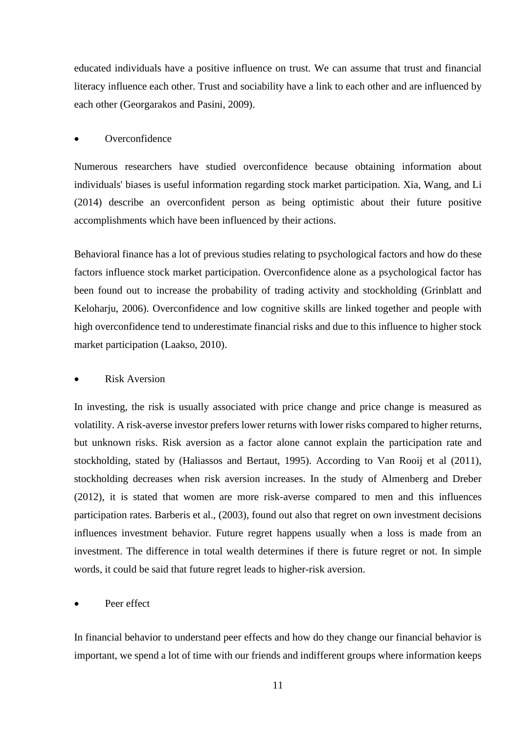educated individuals have a positive influence on trust. We can assume that trust and financial literacy influence each other. Trust and sociability have a link to each other and are influenced by each other (Georgarakos and Pasini, 2009).

- Overconfidence

Numerous researchers have studied overconfidence because obtaining information about individuals' biases is useful information regarding stock market participation. Xia, Wang, and Li (2014) describe an overconfident person as being optimistic about their future positive accomplishments which have been influenced by their actions.

Behavioral finance has a lot of previous studies relating to psychological factors and how do these factors influence stock market participation. Overconfidence alone as a psychological factor has been found out to increase the probability of trading activity and stockholding (Grinblatt and Keloharju, 2006). Overconfidence and low cognitive skills are linked together and people with high overconfidence tend to underestimate financial risks and due to this influence to higher stock market participation (Laakso, 2010).

- Risk Aversion

In investing, the risk is usually associated with price change and price change is measured as volatility. A risk-averse investor prefers lower returns with lower risks compared to higher returns, but unknown risks. Risk aversion as a factor alone cannot explain the participation rate and stockholding, stated by (Haliassos and Bertaut, 1995). According to Van Rooij et al (2011), stockholding decreases when risk aversion increases. In the study of Almenberg and Dreber (2012), it is stated that women are more risk-averse compared to men and this influences participation rates. Barberis et al., (2003), found out also that regret on own investment decisions influences investment behavior. Future regret happens usually when a loss is made from an investment. The difference in total wealth determines if there is future regret or not. In simple words, it could be said that future regret leads to higher-risk aversion.

- Peer effect

In financial behavior to understand peer effects and how do they change our financial behavior is important, we spend a lot of time with our friends and indifferent groups where information keeps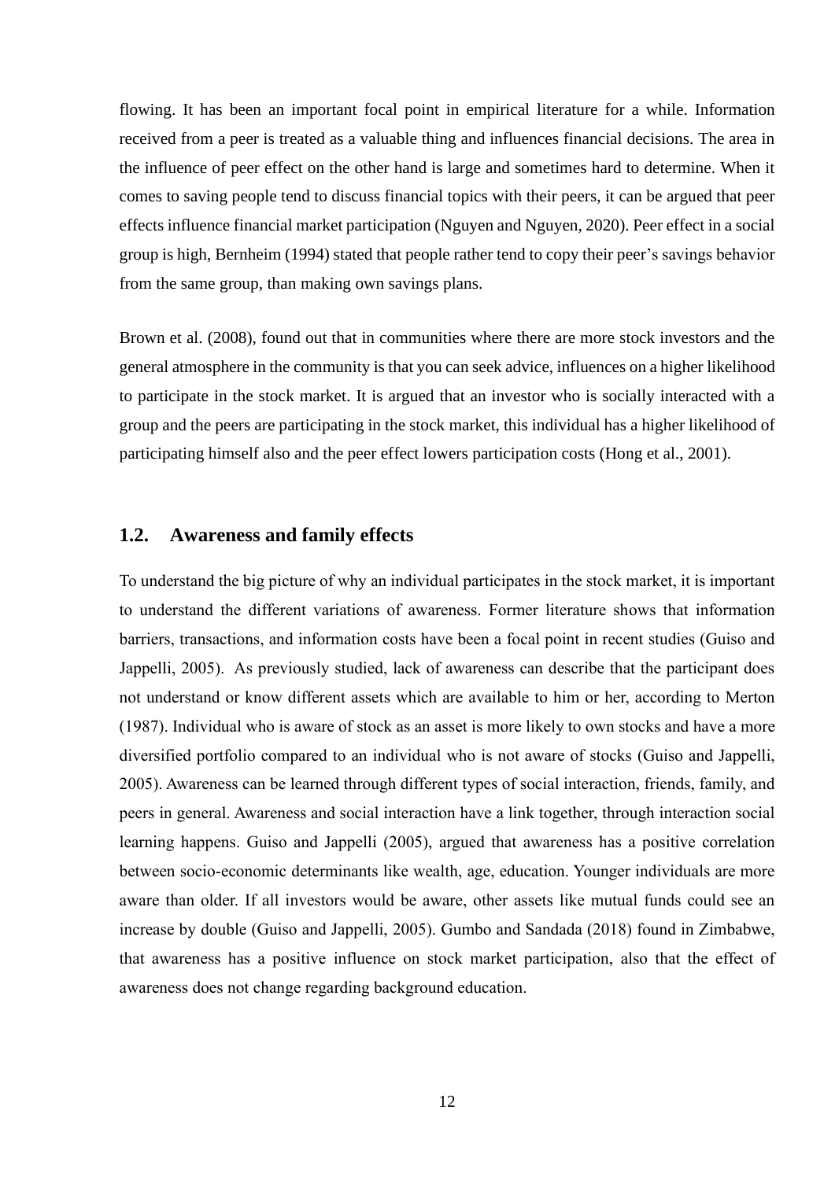flowing. It has been an important focal point in empirical literature for a while. Information received from a peer is treated as a valuable thing and influences financial decisions. The area in the influence of peer effect on the other hand is large and sometimes hard to determine. When it comes to saving people tend to discuss financial topics with their peers, it can be argued that peer effects influence financial market participation (Nguyen and Nguyen, 2020). Peer effect in a social group is high, Bernheim (1994) stated that people rather tend to copy their peer's savings behavior from the same group, than making own savings plans.

Brown et al. (2008), found out that in communities where there are more stock investors and the general atmosphere in the community is that you can seek advice, influences on a higher likelihood to participate in the stock market. It is argued that an investor who is socially interacted with a group and the peers are participating in the stock market, this individual has a higher likelihood of participating himself also and the peer effect lowers participation costs (Hong et al., 2001).

## 1.2. Awareness and family effects

To understand the big picture of why an individual participates in the stock market, it is important to understand the different variations of awareness. Former literature shows that information barriers, transactions, and information costs have been a focal point in recent studies (Guiso and Jappelli, 2005). As previously studied, lack of awareness can describe that the participant does not understand or know different assets which are available to him or her, according to Merton (1987). Individual who is aware of stock as an asset is more likely to own stocks and have a more diversified portfolio compared to an individual who is not aware of stocks (Guiso and Jappelli, 2005). Awareness can be learned through different types of social interaction, friends, family, and peers in general. Awareness and social interaction have a link together, through interaction social learning happens. Guiso and Jappelli (2005), argued that awareness has a positive correlation between socio-economic determinants like wealth, age, education. Younger individuals are more aware than older. If all investors would be aware, other assets like mutual funds could see an increase by double (Guiso and Jappelli, 2005). Gumbo and Sandada (2018) found in Zimbabwe, that awareness has a positive influence on stock market participation, also that the effect of awareness does not change regarding background education.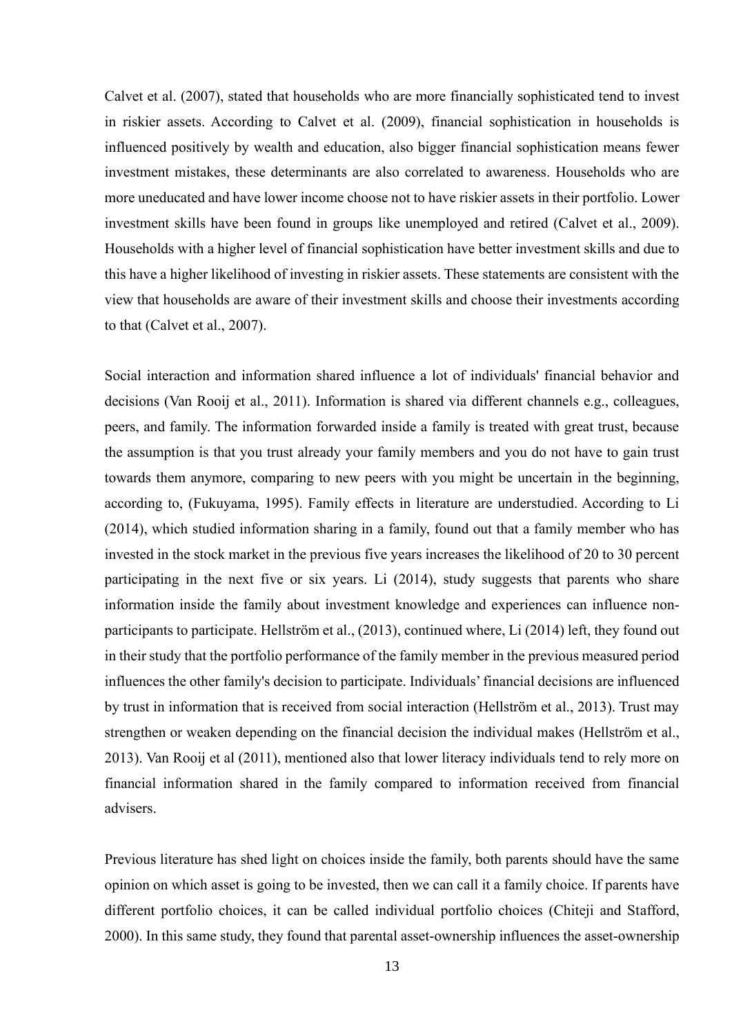Calvet et al. (2007), stated that households who are more financially sophisticated tend to invest in riskier assets. According to Calvet et al. (2009), financial sophistication in households is influenced positively by wealth and education, also bigger financial sophistication means fewer investment mistakes, these determinants are also correlated to awareness. Households who are more uneducated and have lower income choose not to have riskier assets in their portfolio. Lower investment skills have been found in groups like unemployed and retired (Calvet et al., 2009). Households with a higher level of financial sophistication have better investment skills and due to this have a higher likelihood of investing in riskier assets. These statements are consistent with the view that households are aware of their investment skills and choose their investments according to that (Calvet et al., 2007).

Social interaction and information shared influence a lot of individuals' financial behavior and decisions (Van Rooij et al., 2011). Information is shared via different channels e.g., colleagues, peers, and family. The information forwarded inside a family is treated with great trust, because the assumption is that you trust already your family members and you do not have to gain trust towards them anymore, comparing to new peers with you might be uncertain in the beginning, according to, (Fukuyama, 1995). Family effects in literature are understudied. According to Li (2014), which studied information sharing in a family, found out that a family member who has invested in the stock market in the previous five years increases the likelihood of 20 to 30 percent participating in the next five or six years. Li (2014), study suggests that parents who share information inside the family about investment knowledge and experiences can influence non-participants to participate. Hellström et al., (2013), continued where, Li (2014) left, they found out in their study that the portfolio performance of the family member in the previous measured period influences the other family's decision to participate. Individuals' financial decisions are influenced by trust in information that is received from social interaction (Hellström et al., 2013). Trust may strengthen or weaken depending on the financial decision the individual makes (Hellström et al., 2013). Van Rooij et al (2011), mentioned also that lower literacy individuals tend to rely more on financial information shared in the family compared to information received from financial advisers.

Previous literature has shed light on choices inside the family, both parents should have the same opinion on which asset is going to be invested, then we can call it a family choice. If parents have different portfolio choices, it can be called individual portfolio choices (Chiteji and Stafford, 2000). In this same study, they found that parental asset-ownership influences the asset-ownership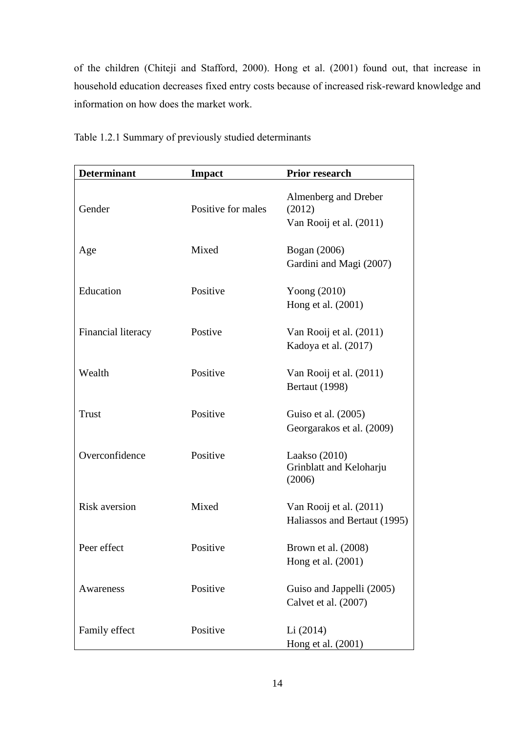of the children (Chiteji and Stafford, 2000). Hong et al. (2001) found out, that increase in household education decreases fixed entry costs because of increased risk-reward knowledge and information on how does the market work.

Table 1.2.1 Summary of previously studied determinants

| **Determinant** | **Impact** | **Prior research** |
|---|---|---|
| Gender | Positive for males | Almenberg and Dreber (2012)<br>Van Rooij et al. (2011) |
| Age | Mixed | Bogan (2006)<br>Gardini and Magi (2007) |
| Education | Positive | Yoong (2010)<br>Hong et al. (2001) |
| Financial literacy | Postive | Van Rooij et al. (2011)<br>Kadoya et al. (2017) |
| Wealth | Positive | Van Rooij et al. (2011)<br>Bertaut (1998) |
| Trust | Positive | Guiso et al. (2005)<br>Georgarakos et al. (2009) |
| Overconfidence | Positive | Laakso (2010)<br>Grinblatt and Keloharju (2006) |
| Risk aversion | Mixed | Van Rooij et al. (2011)<br>Haliassos and Bertaut (1995) |
| Peer effect | Positive | Brown et al. (2008)<br>Hong et al. (2001) |
| Awareness | Positive | Guiso and Jappelli (2005)<br>Calvet et al. (2007) |
| Family effect | Positive | Li (2014)<br>Hong et al. (2001) |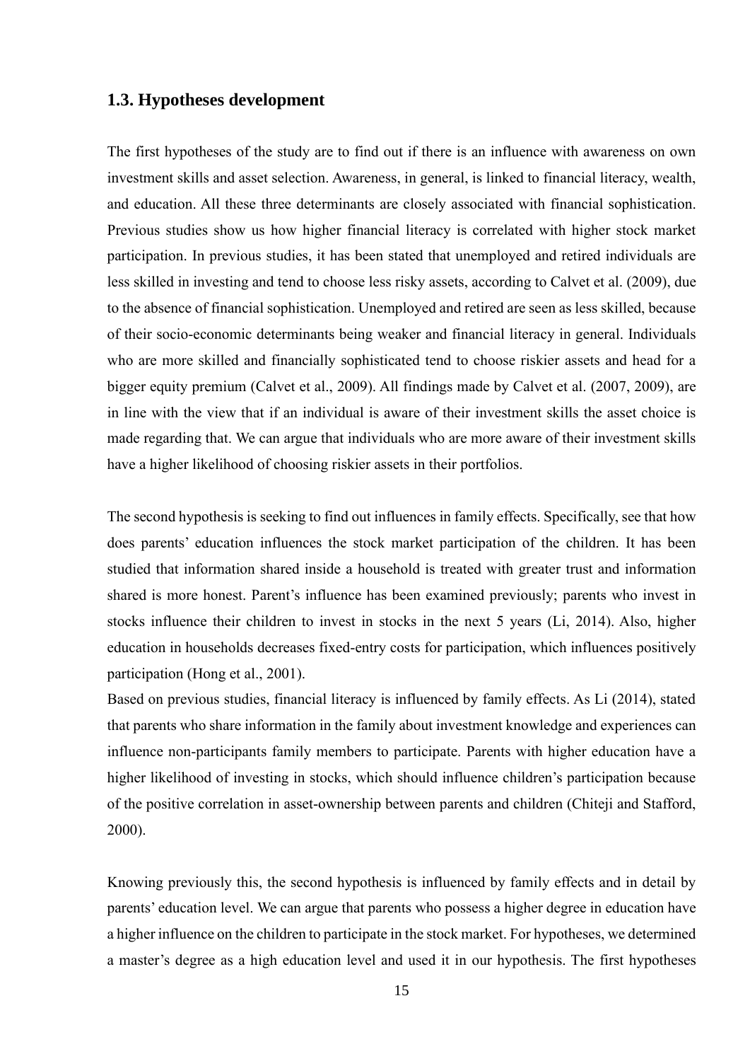## 1.3. Hypotheses development

The first hypotheses of the study are to find out if there is an influence with awareness on own investment skills and asset selection. Awareness, in general, is linked to financial literacy, wealth, and education. All these three determinants are closely associated with financial sophistication. Previous studies show us how higher financial literacy is correlated with higher stock market participation. In previous studies, it has been stated that unemployed and retired individuals are less skilled in investing and tend to choose less risky assets, according to Calvet et al. (2009), due to the absence of financial sophistication. Unemployed and retired are seen as less skilled, because of their socio-economic determinants being weaker and financial literacy in general. Individuals who are more skilled and financially sophisticated tend to choose riskier assets and head for a bigger equity premium (Calvet et al., 2009). All findings made by Calvet et al. (2007, 2009), are in line with the view that if an individual is aware of their investment skills the asset choice is made regarding that. We can argue that individuals who are more aware of their investment skills have a higher likelihood of choosing riskier assets in their portfolios.

The second hypothesis is seeking to find out influences in family effects. Specifically, see that how does parents' education influences the stock market participation of the children. It has been studied that information shared inside a household is treated with greater trust and information shared is more honest. Parent's influence has been examined previously; parents who invest in stocks influence their children to invest in stocks in the next 5 years (Li, 2014). Also, higher education in households decreases fixed-entry costs for participation, which influences positively participation (Hong et al., 2001).

Based on previous studies, financial literacy is influenced by family effects. As Li (2014), stated that parents who share information in the family about investment knowledge and experiences can influence non-participants family members to participate. Parents with higher education have a higher likelihood of investing in stocks, which should influence children's participation because of the positive correlation in asset-ownership between parents and children (Chiteji and Stafford, 2000).

Knowing previously this, the second hypothesis is influenced by family effects and in detail by parents' education level. We can argue that parents who possess a higher degree in education have a higher influence on the children to participate in the stock market. For hypotheses, we determined a master's degree as a high education level and used it in our hypothesis. The first hypotheses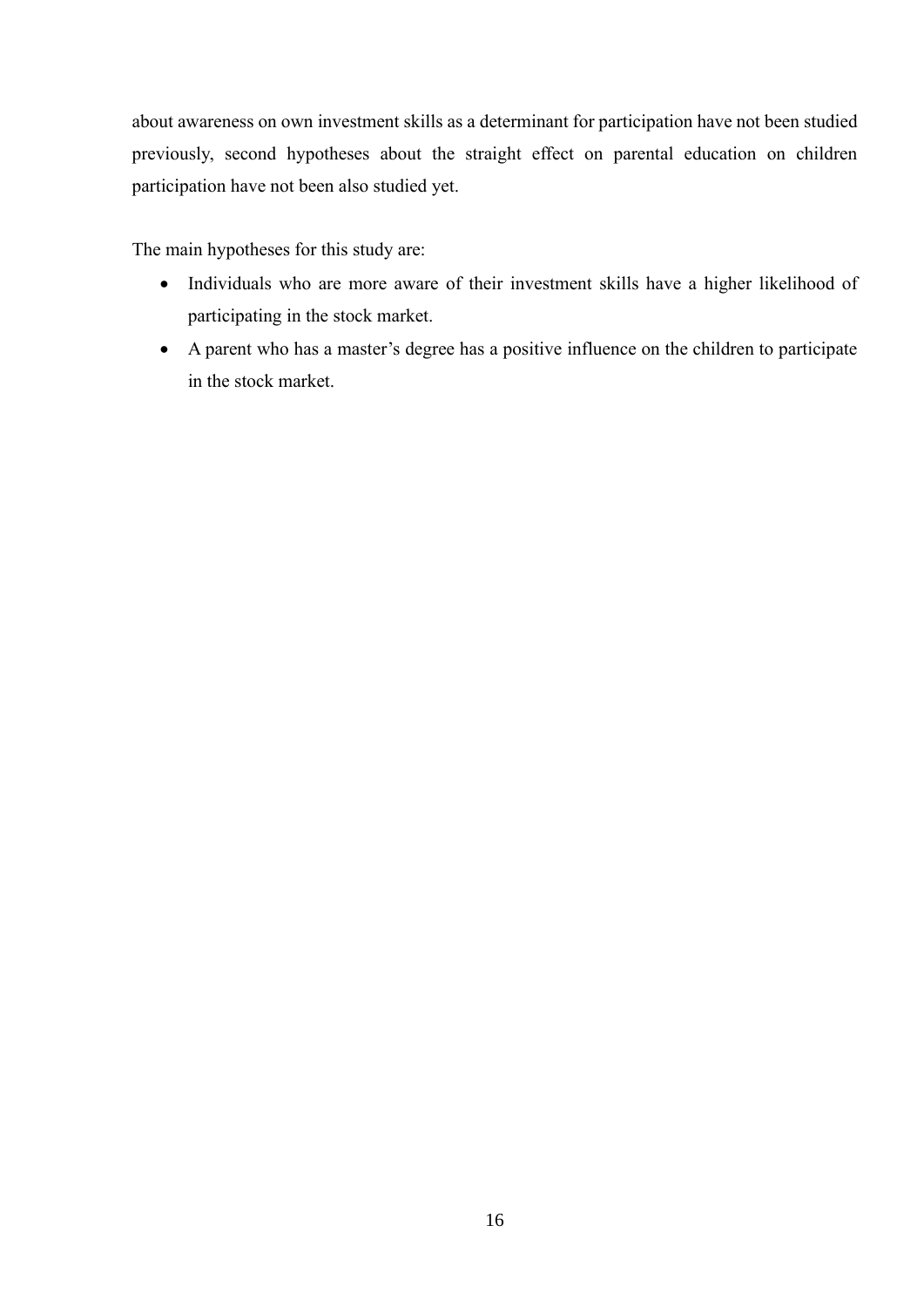about awareness on own investment skills as a determinant for participation have not been studied previously, second hypotheses about the straight effect on parental education on children participation have not been also studied yet.

The main hypotheses for this study are:

- Individuals who are more aware of their investment skills have a higher likelihood of participating in the stock market.
- A parent who has a master's degree has a positive influence on the children to participate in the stock market.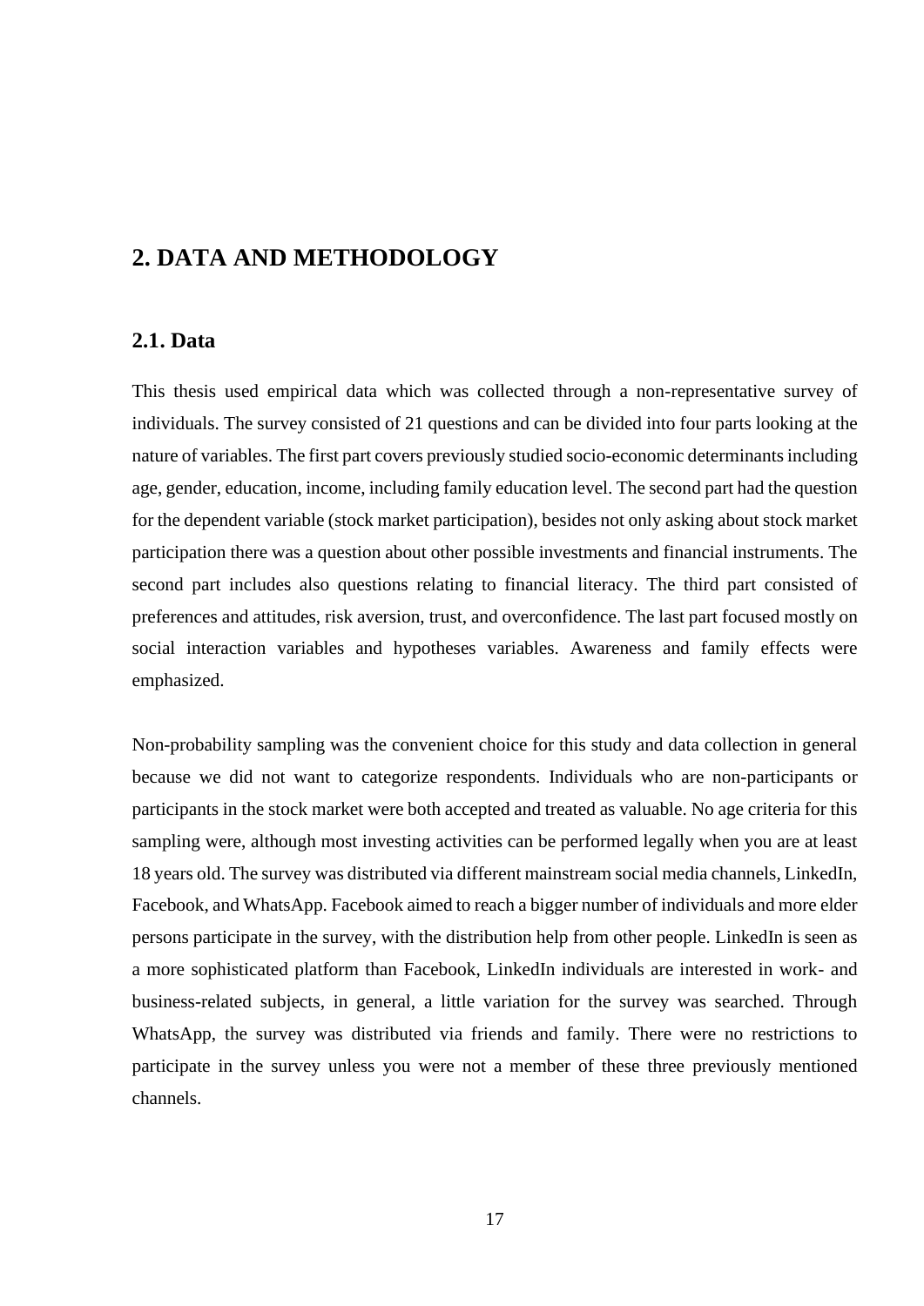# 2. DATA AND METHODOLOGY

## 2.1. Data

This thesis used empirical data which was collected through a non-representative survey of individuals. The survey consisted of 21 questions and can be divided into four parts looking at the nature of variables. The first part covers previously studied socio-economic determinants including age, gender, education, income, including family education level. The second part had the question for the dependent variable (stock market participation), besides not only asking about stock market participation there was a question about other possible investments and financial instruments. The second part includes also questions relating to financial literacy. The third part consisted of preferences and attitudes, risk aversion, trust, and overconfidence. The last part focused mostly on social interaction variables and hypotheses variables. Awareness and family effects were emphasized.

Non-probability sampling was the convenient choice for this study and data collection in general because we did not want to categorize respondents. Individuals who are non-participants or participants in the stock market were both accepted and treated as valuable. No age criteria for this sampling were, although most investing activities can be performed legally when you are at least 18 years old. The survey was distributed via different mainstream social media channels, LinkedIn, Facebook, and WhatsApp. Facebook aimed to reach a bigger number of individuals and more elder persons participate in the survey, with the distribution help from other people. LinkedIn is seen as a more sophisticated platform than Facebook, LinkedIn individuals are interested in work- and business-related subjects, in general, a little variation for the survey was searched. Through WhatsApp, the survey was distributed via friends and family. There were no restrictions to participate in the survey unless you were not a member of these three previously mentioned channels.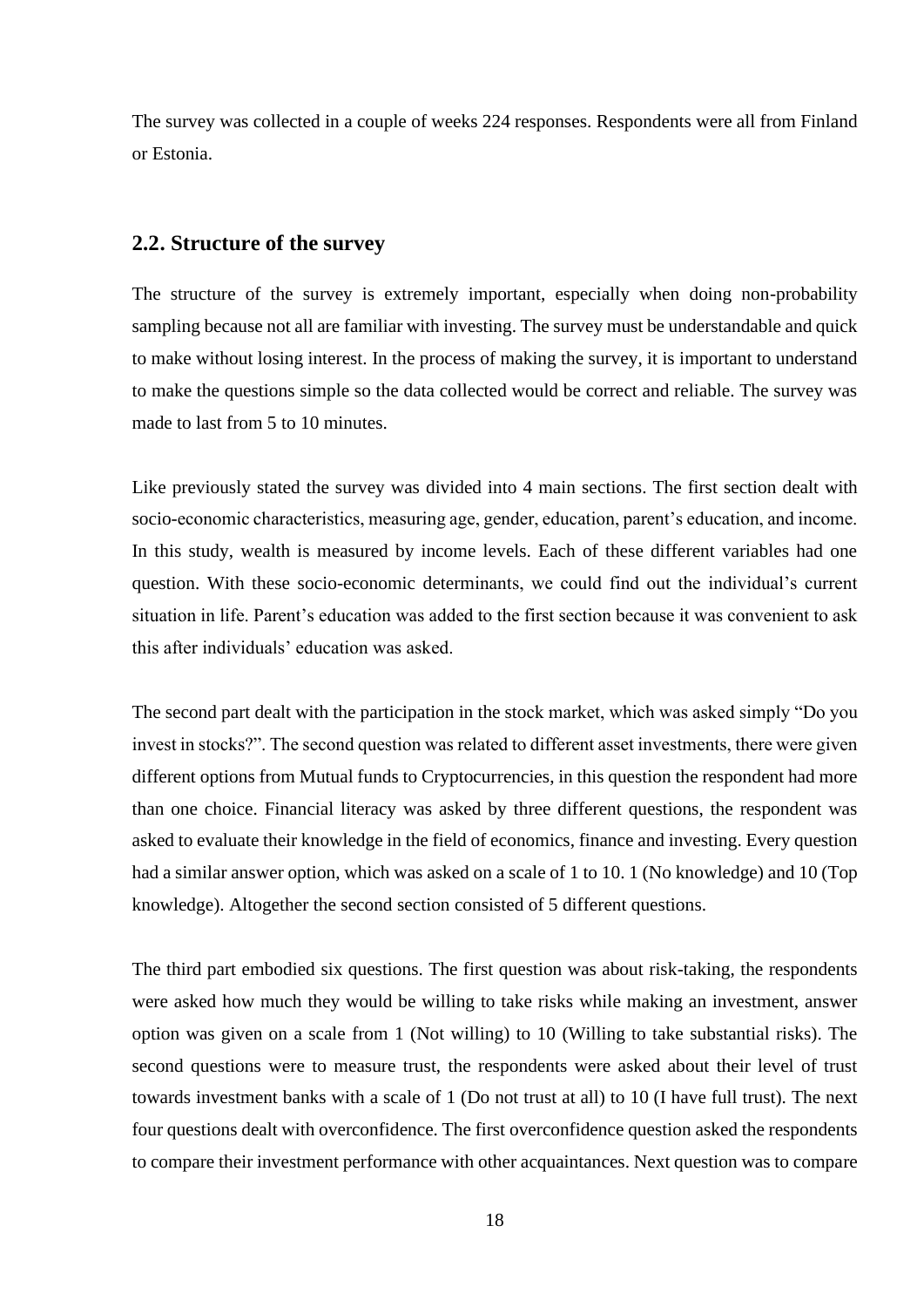The survey was collected in a couple of weeks 224 responses. Respondents were all from Finland or Estonia.

## 2.2. Structure of the survey

The structure of the survey is extremely important, especially when doing non-probability sampling because not all are familiar with investing. The survey must be understandable and quick to make without losing interest. In the process of making the survey, it is important to understand to make the questions simple so the data collected would be correct and reliable. The survey was made to last from 5 to 10 minutes.

Like previously stated the survey was divided into 4 main sections. The first section dealt with socio-economic characteristics, measuring age, gender, education, parent's education, and income. In this study, wealth is measured by income levels. Each of these different variables had one question. With these socio-economic determinants, we could find out the individual's current situation in life. Parent's education was added to the first section because it was convenient to ask this after individuals' education was asked.

The second part dealt with the participation in the stock market, which was asked simply "Do you invest in stocks?". The second question was related to different asset investments, there were given different options from Mutual funds to Cryptocurrencies, in this question the respondent had more than one choice. Financial literacy was asked by three different questions, the respondent was asked to evaluate their knowledge in the field of economics, finance and investing. Every question had a similar answer option, which was asked on a scale of 1 to 10. 1 (No knowledge) and 10 (Top knowledge). Altogether the second section consisted of 5 different questions.

The third part embodied six questions. The first question was about risk-taking, the respondents were asked how much they would be willing to take risks while making an investment, answer option was given on a scale from 1 (Not willing) to 10 (Willing to take substantial risks). The second questions were to measure trust, the respondents were asked about their level of trust towards investment banks with a scale of 1 (Do not trust at all) to 10 (I have full trust). The next four questions dealt with overconfidence. The first overconfidence question asked the respondents to compare their investment performance with other acquaintances. Next question was to compare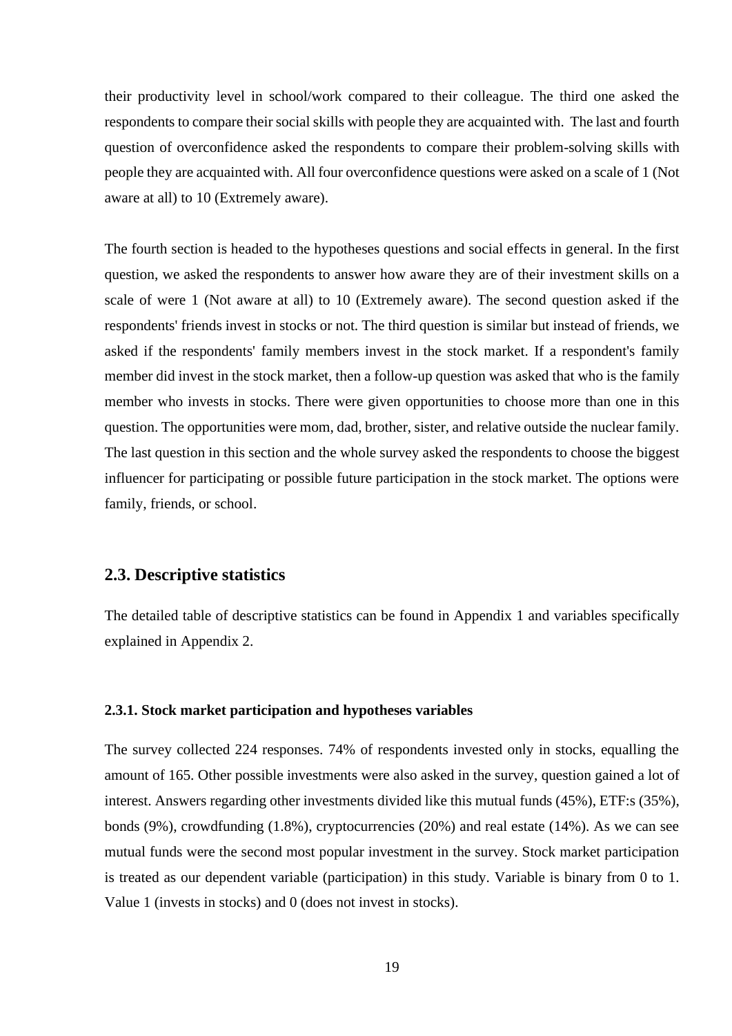their productivity level in school/work compared to their colleague. The third one asked the respondents to compare their social skills with people they are acquainted with. The last and fourth question of overconfidence asked the respondents to compare their problem-solving skills with people they are acquainted with. All four overconfidence questions were asked on a scale of 1 (Not aware at all) to 10 (Extremely aware).

The fourth section is headed to the hypotheses questions and social effects in general. In the first question, we asked the respondents to answer how aware they are of their investment skills on a scale of were 1 (Not aware at all) to 10 (Extremely aware). The second question asked if the respondents' friends invest in stocks or not. The third question is similar but instead of friends, we asked if the respondents' family members invest in the stock market. If a respondent's family member did invest in the stock market, then a follow-up question was asked that who is the family member who invests in stocks. There were given opportunities to choose more than one in this question. The opportunities were mom, dad, brother, sister, and relative outside the nuclear family. The last question in this section and the whole survey asked the respondents to choose the biggest influencer for participating or possible future participation in the stock market. The options were family, friends, or school.

## 2.3. Descriptive statistics

The detailed table of descriptive statistics can be found in Appendix 1 and variables specifically explained in Appendix 2.

### 2.3.1. Stock market participation and hypotheses variables

The survey collected 224 responses. 74% of respondents invested only in stocks, equalling the amount of 165. Other possible investments were also asked in the survey, question gained a lot of interest. Answers regarding other investments divided like this mutual funds (45%), ETF:s (35%), bonds (9%), crowdfunding (1.8%), cryptocurrencies (20%) and real estate (14%). As we can see mutual funds were the second most popular investment in the survey. Stock market participation is treated as our dependent variable (participation) in this study. Variable is binary from 0 to 1. Value 1 (invests in stocks) and 0 (does not invest in stocks).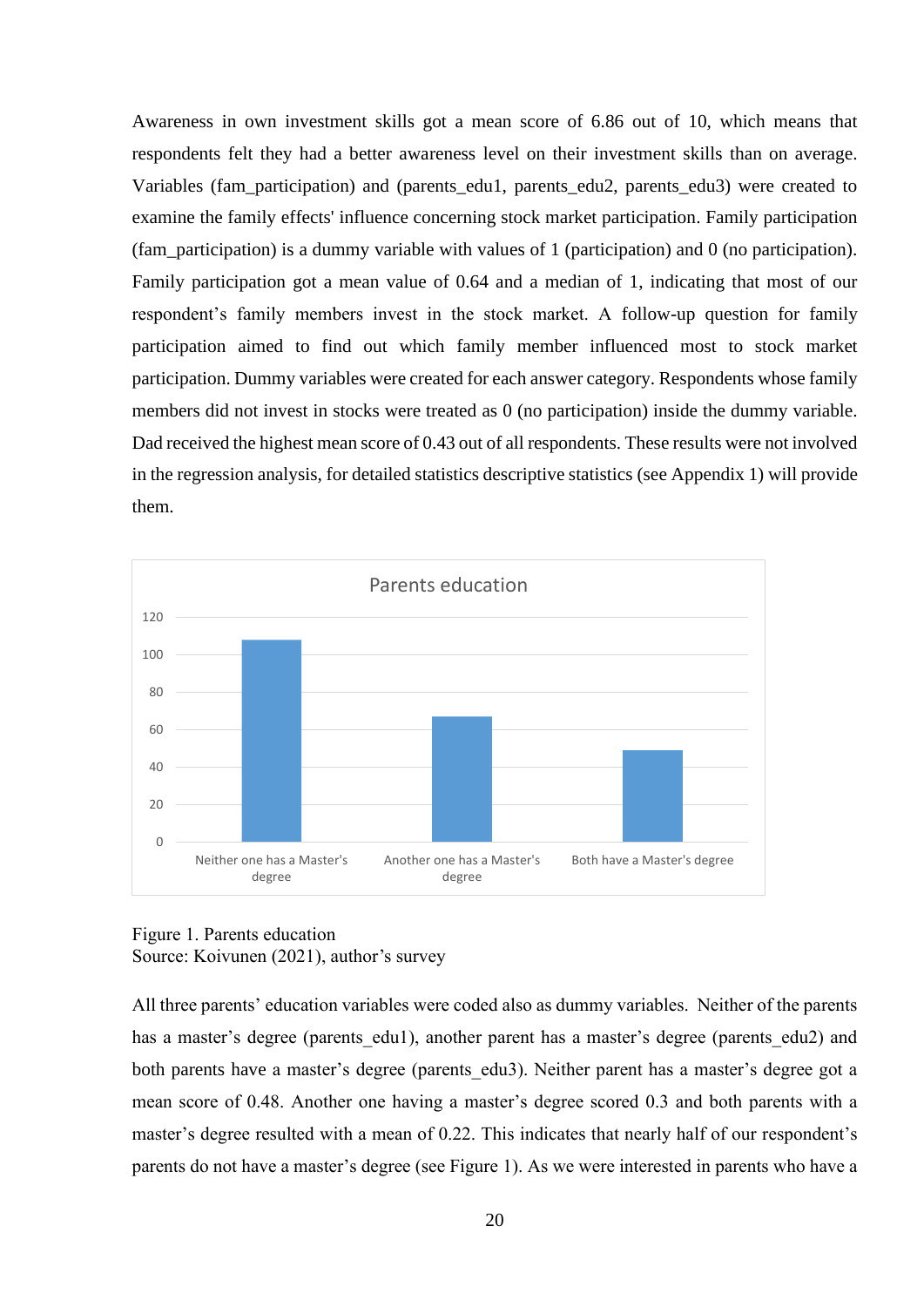Awareness in own investment skills got a mean score of 6.86 out of 10, which means that respondents felt they had a better awareness level on their investment skills than on average. Variables (fam_participation) and (parents_edu1, parents_edu2, parents_edu3) were created to examine the family effects' influence concerning stock market participation. Family participation (fam_participation) is a dummy variable with values of 1 (participation) and 0 (no participation). Family participation got a mean value of 0.64 and a median of 1, indicating that most of our respondent's family members invest in the stock market. A follow-up question for family participation aimed to find out which family member influenced most to stock market participation. Dummy variables were created for each answer category. Respondents whose family members did not invest in stocks were treated as 0 (no participation) inside the dummy variable. Dad received the highest mean score of 0.43 out of all respondents. These results were not involved in the regression analysis, for detailed statistics descriptive statistics (see Appendix 1) will provide them.

Figure 1. Parents education
Source: Koivunen (2021), author's survey

All three parents' education variables were coded also as dummy variables. Neither of the parents has a master's degree (parents_edu1), another parent has a master's degree (parents_edu2) and both parents have a master's degree (parents_edu3). Neither parent has a master's degree got a mean score of 0.48. Another one having a master's degree scored 0.3 and both parents with a master's degree resulted with a mean of 0.22. This indicates that nearly half of our respondent's parents do not have a master's degree (see Figure 1). As we were interested in parents who have a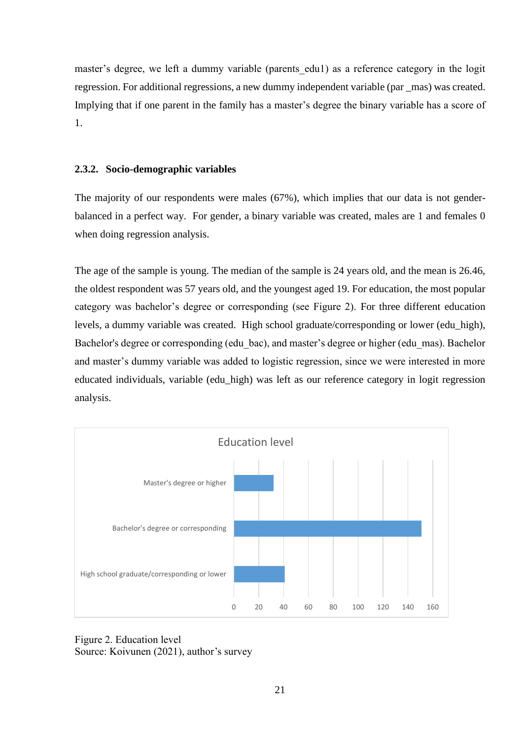master's degree, we left a dummy variable (parents_edu1) as a reference category in the logit regression. For additional regressions, a new dummy independent variable (par _mas) was created. Implying that if one parent in the family has a master's degree the binary variable has a score of 1.

### 2.3.2. Socio-demographic variables

The majority of our respondents were males (67%), which implies that our data is not gender-balanced in a perfect way. For gender, a binary variable was created, males are 1 and females 0 when doing regression analysis.

The age of the sample is young. The median of the sample is 24 years old, and the mean is 26.46, the oldest respondent was 57 years old, and the youngest aged 19. For education, the most popular category was bachelor's degree or corresponding (see Figure 2). For three different education levels, a dummy variable was created. High school graduate/corresponding or lower (edu_high), Bachelor's degree or corresponding (edu_bac), and master's degree or higher (edu_mas). Bachelor and master's dummy variable was added to logistic regression, since we were interested in more educated individuals, variable (edu_high) was left as our reference category in logit regression analysis.

Figure 2. Education level
Source: Koivunen (2021), author's survey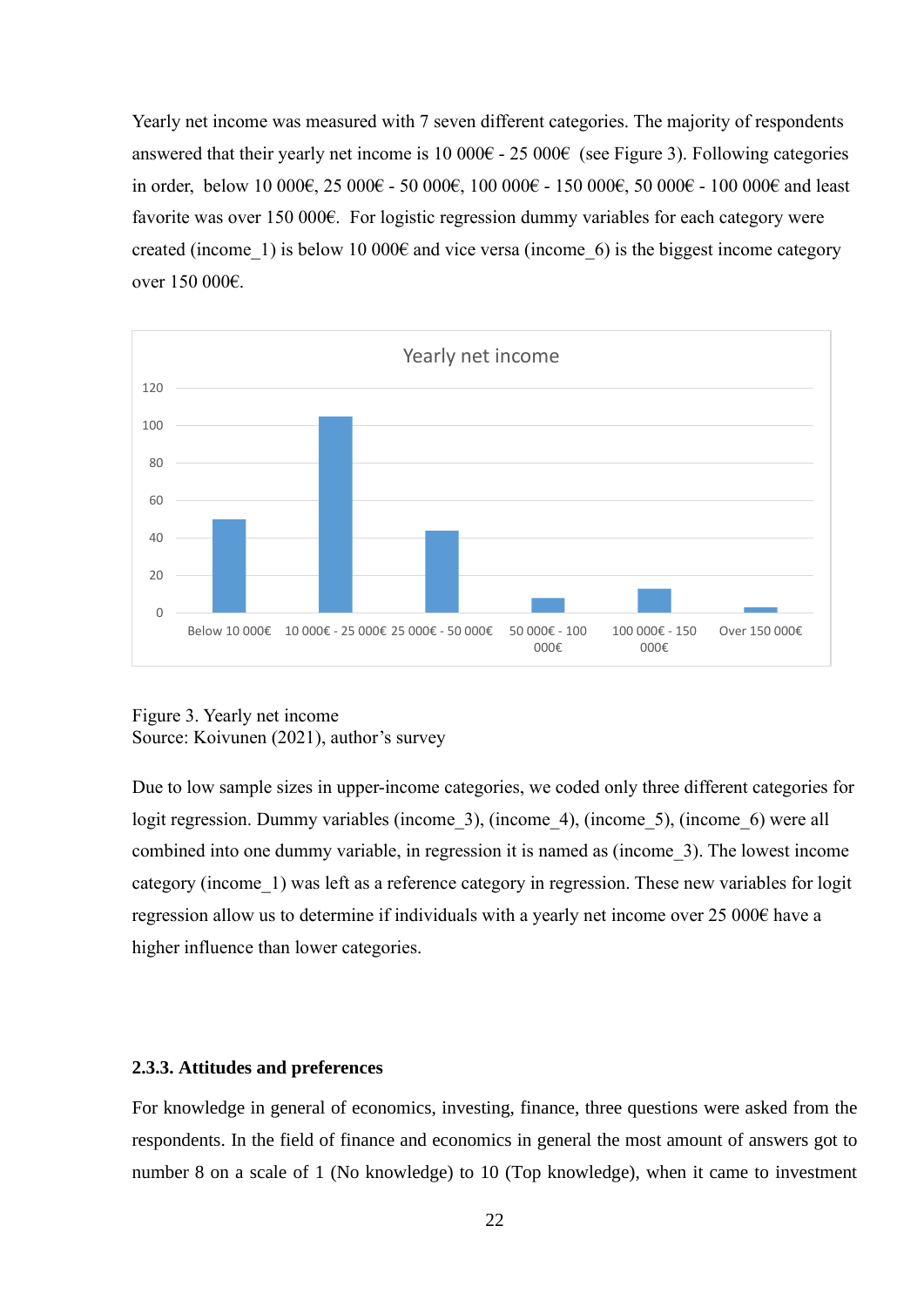Yearly net income was measured with 7 seven different categories. The majority of respondents answered that their yearly net income is 10 000€ - 25 000€ (see Figure 3). Following categories in order, below 10 000€, 25 000€ - 50 000€, 100 000€ - 150 000€, 50 000€ - 100 000€ and least favorite was over 150 000€. For logistic regression dummy variables for each category were created (income_1) is below 10 000€ and vice versa (income_6) is the biggest income category over 150 000€.

Figure 3. Yearly net income
Source: Koivunen (2021), author's survey

Due to low sample sizes in upper-income categories, we coded only three different categories for logit regression. Dummy variables (income_3), (income_4), (income_5), (income_6) were all combined into one dummy variable, in regression it is named as (income_3). The lowest income category (income_1) was left as a reference category in regression. These new variables for logit regression allow us to determine if individuals with a yearly net income over 25 000€ have a higher influence than lower categories.

### 2.3.3. Attitudes and preferences

For knowledge in general of economics, investing, finance, three questions were asked from the respondents. In the field of finance and economics in general the most amount of answers got to number 8 on a scale of 1 (No knowledge) to 10 (Top knowledge), when it came to investment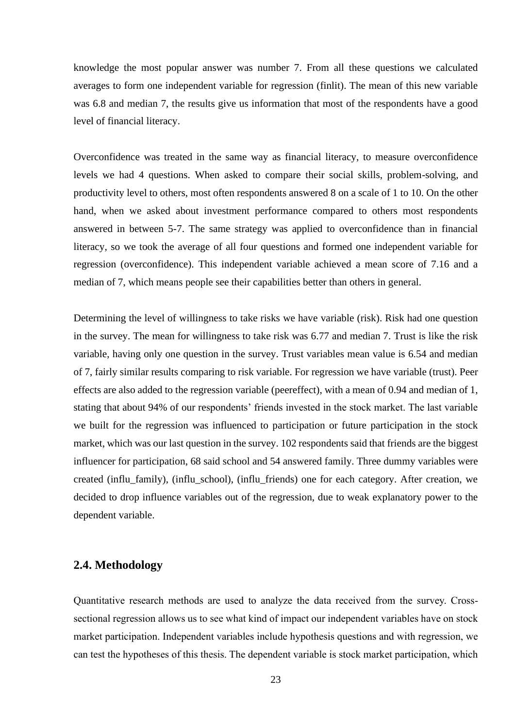knowledge the most popular answer was number 7. From all these questions we calculated averages to form one independent variable for regression (finlit). The mean of this new variable was 6.8 and median 7, the results give us information that most of the respondents have a good level of financial literacy.

Overconfidence was treated in the same way as financial literacy, to measure overconfidence levels we had 4 questions. When asked to compare their social skills, problem-solving, and productivity level to others, most often respondents answered 8 on a scale of 1 to 10. On the other hand, when we asked about investment performance compared to others most respondents answered in between 5-7. The same strategy was applied to overconfidence than in financial literacy, so we took the average of all four questions and formed one independent variable for regression (overconfidence). This independent variable achieved a mean score of 7.16 and a median of 7, which means people see their capabilities better than others in general.

Determining the level of willingness to take risks we have variable (risk). Risk had one question in the survey. The mean for willingness to take risk was 6.77 and median 7. Trust is like the risk variable, having only one question in the survey. Trust variables mean value is 6.54 and median of 7, fairly similar results comparing to risk variable. For regression we have variable (trust). Peer effects are also added to the regression variable (peereffect), with a mean of 0.94 and median of 1, stating that about 94% of our respondents' friends invested in the stock market. The last variable we built for the regression was influenced to participation or future participation in the stock market, which was our last question in the survey. 102 respondents said that friends are the biggest influencer for participation, 68 said school and 54 answered family. Three dummy variables were created (influ_family), (influ_school), (influ_friends) one for each category. After creation, we decided to drop influence variables out of the regression, due to weak explanatory power to the dependent variable.

## 2.4. Methodology

Quantitative research methods are used to analyze the data received from the survey. Cross-sectional regression allows us to see what kind of impact our independent variables have on stock market participation. Independent variables include hypothesis questions and with regression, we can test the hypotheses of this thesis. The dependent variable is stock market participation, which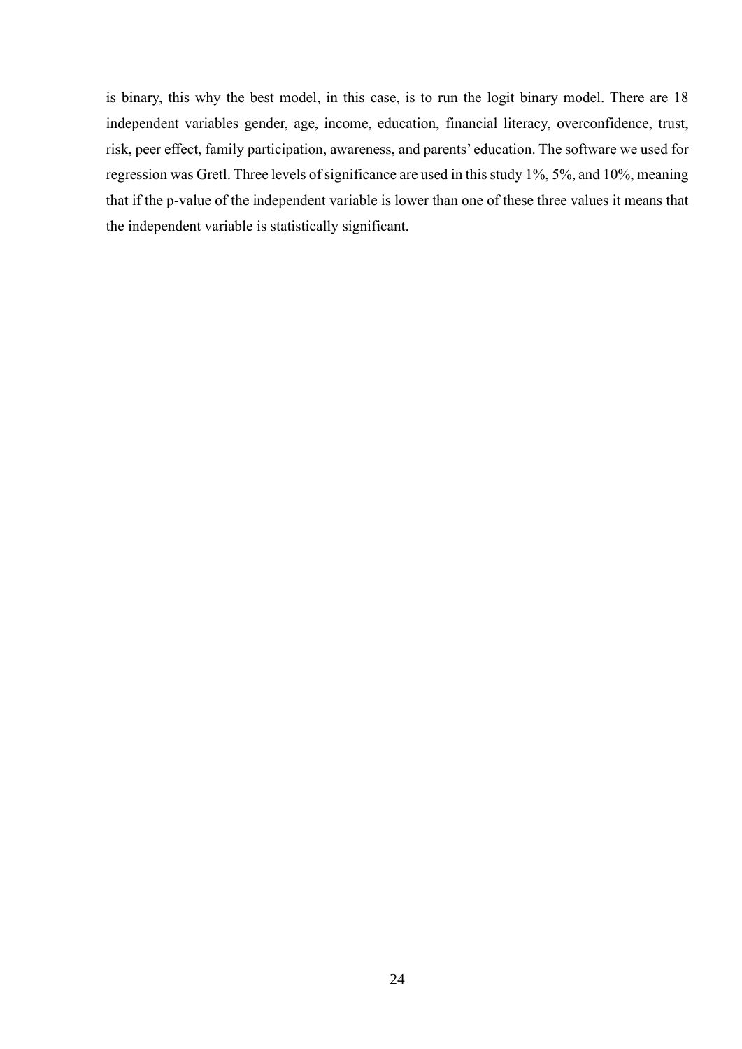is binary, this why the best model, in this case, is to run the logit binary model. There are 18 independent variables gender, age, income, education, financial literacy, overconfidence, trust, risk, peer effect, family participation, awareness, and parents' education. The software we used for regression was Gretl. Three levels of significance are used in this study 1%, 5%, and 10%, meaning that if the p-value of the independent variable is lower than one of these three values it means that the independent variable is statistically significant.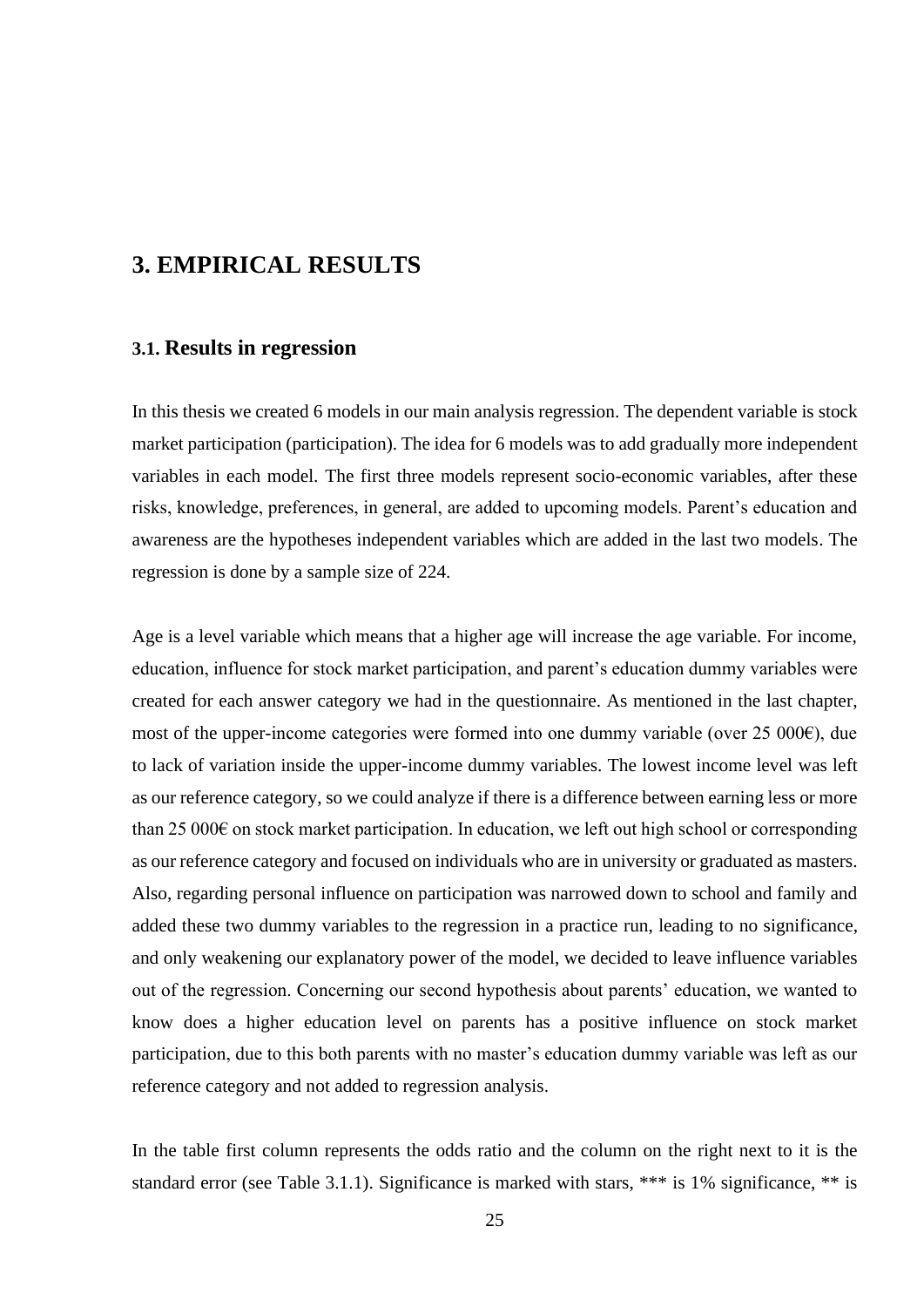# 3. EMPIRICAL RESULTS

## 3.1. Results in regression

In this thesis we created 6 models in our main analysis regression. The dependent variable is stock market participation (participation). The idea for 6 models was to add gradually more independent variables in each model. The first three models represent socio-economic variables, after these risks, knowledge, preferences, in general, are added to upcoming models. Parent's education and awareness are the hypotheses independent variables which are added in the last two models. The regression is done by a sample size of 224.

Age is a level variable which means that a higher age will increase the age variable. For income, education, influence for stock market participation, and parent's education dummy variables were created for each answer category we had in the questionnaire. As mentioned in the last chapter, most of the upper-income categories were formed into one dummy variable (over 25 000€), due to lack of variation inside the upper-income dummy variables. The lowest income level was left as our reference category, so we could analyze if there is a difference between earning less or more than 25 000€ on stock market participation. In education, we left out high school or corresponding as our reference category and focused on individuals who are in university or graduated as masters. Also, regarding personal influence on participation was narrowed down to school and family and added these two dummy variables to the regression in a practice run, leading to no significance, and only weakening our explanatory power of the model, we decided to leave influence variables out of the regression. Concerning our second hypothesis about parents' education, we wanted to know does a higher education level on parents has a positive influence on stock market participation, due to this both parents with no master's education dummy variable was left as our reference category and not added to regression analysis.

In the table first column represents the odds ratio and the column on the right next to it is the standard error (see Table 3.1.1). Significance is marked with stars, *** is 1% significance, ** is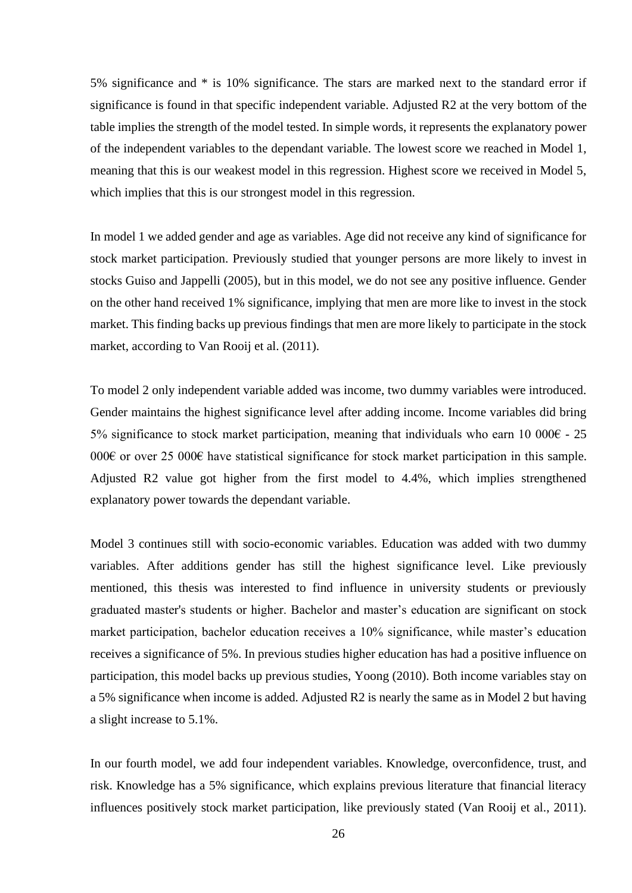5% significance and * is 10% significance. The stars are marked next to the standard error if significance is found in that specific independent variable. Adjusted R2 at the very bottom of the table implies the strength of the model tested. In simple words, it represents the explanatory power of the independent variables to the dependant variable. The lowest score we reached in Model 1, meaning that this is our weakest model in this regression. Highest score we received in Model 5, which implies that this is our strongest model in this regression.

In model 1 we added gender and age as variables. Age did not receive any kind of significance for stock market participation. Previously studied that younger persons are more likely to invest in stocks Guiso and Jappelli (2005), but in this model, we do not see any positive influence. Gender on the other hand received 1% significance, implying that men are more like to invest in the stock market. This finding backs up previous findings that men are more likely to participate in the stock market, according to Van Rooij et al. (2011).

To model 2 only independent variable added was income, two dummy variables were introduced. Gender maintains the highest significance level after adding income. Income variables did bring 5% significance to stock market participation, meaning that individuals who earn 10 000€ - 25 000€ or over 25 000€ have statistical significance for stock market participation in this sample. Adjusted R2 value got higher from the first model to 4.4%, which implies strengthened explanatory power towards the dependant variable.

Model 3 continues still with socio-economic variables. Education was added with two dummy variables. After additions gender has still the highest significance level. Like previously mentioned, this thesis was interested to find influence in university students or previously graduated master's students or higher. Bachelor and master's education are significant on stock market participation, bachelor education receives a 10% significance, while master's education receives a significance of 5%. In previous studies higher education has had a positive influence on participation, this model backs up previous studies, Yoong (2010). Both income variables stay on a 5% significance when income is added. Adjusted R2 is nearly the same as in Model 2 but having a slight increase to 5.1%.

In our fourth model, we add four independent variables. Knowledge, overconfidence, trust, and risk. Knowledge has a 5% significance, which explains previous literature that financial literacy influences positively stock market participation, like previously stated (Van Rooij et al., 2011).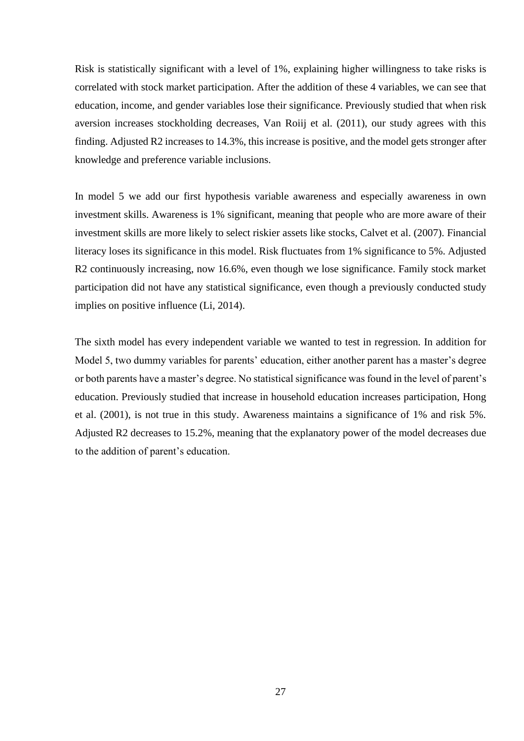Risk is statistically significant with a level of 1%, explaining higher willingness to take risks is correlated with stock market participation. After the addition of these 4 variables, we can see that education, income, and gender variables lose their significance. Previously studied that when risk aversion increases stockholding decreases, Van Roiij et al. (2011), our study agrees with this finding. Adjusted R2 increases to 14.3%, this increase is positive, and the model gets stronger after knowledge and preference variable inclusions.

In model 5 we add our first hypothesis variable awareness and especially awareness in own investment skills. Awareness is 1% significant, meaning that people who are more aware of their investment skills are more likely to select riskier assets like stocks, Calvet et al. (2007). Financial literacy loses its significance in this model. Risk fluctuates from 1% significance to 5%. Adjusted R2 continuously increasing, now 16.6%, even though we lose significance. Family stock market participation did not have any statistical significance, even though a previously conducted study implies on positive influence (Li, 2014).

The sixth model has every independent variable we wanted to test in regression. In addition for Model 5, two dummy variables for parents' education, either another parent has a master's degree or both parents have a master's degree. No statistical significance was found in the level of parent's education. Previously studied that increase in household education increases participation, Hong et al. (2001), is not true in this study. Awareness maintains a significance of 1% and risk 5%. Adjusted R2 decreases to 15.2%, meaning that the explanatory power of the model decreases due to the addition of parent's education.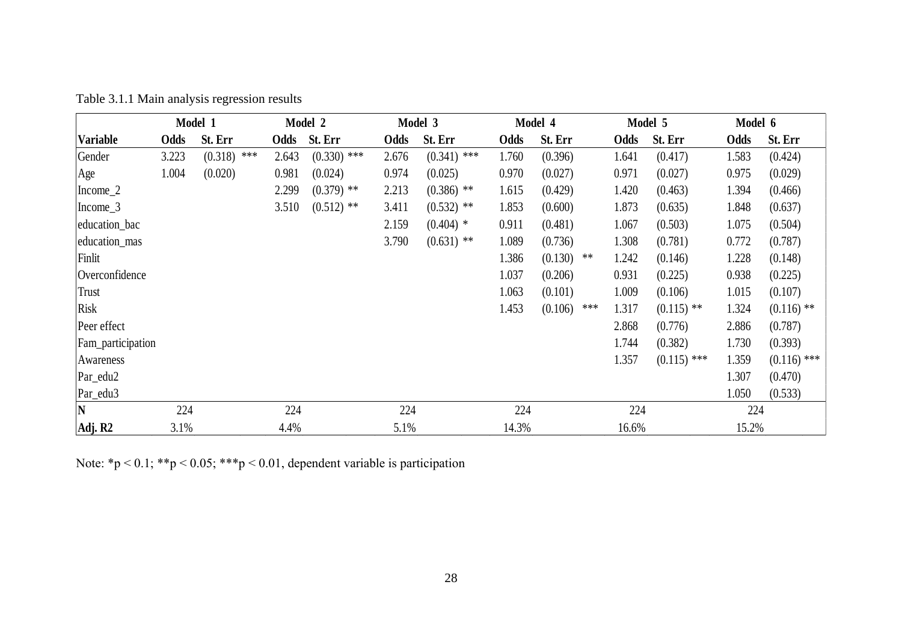Table 3.1.1 Main analysis regression results

| | Model 1 | | Model 2 | | Model 3 | | Model 4 | | Model 5 | | Model 6 | |
|---|---|---|---|---|---|---|---|---|---|---|---|---|
| **Variable** | **Odds** | **St. Err** | **Odds** | **St. Err** | **Odds** | **St. Err** | **Odds** | **St. Err** | **Odds** | **St. Err** | **Odds** | **St. Err** |
| Gender | 3.223 | (0.318) *** | 2.643 | (0.330) *** | 2.676 | (0.341) *** | 1.760 | (0.396) | 1.641 | (0.417) | 1.583 | (0.424) |
| Age | 1.004 | (0.020) | 0.981 | (0.024) | 0.974 | (0.025) | 0.970 | (0.027) | 0.971 | (0.027) | 0.975 | (0.029) |
| Income_2 | | | 2.299 | (0.379) ** | 2.213 | (0.386) ** | 1.615 | (0.429) | 1.420 | (0.463) | 1.394 | (0.466) |
| Income_3 | | | 3.510 | (0.512) ** | 3.411 | (0.532) ** | 1.853 | (0.600) | 1.873 | (0.635) | 1.848 | (0.637) |
| education_bac | | | | | 2.159 | (0.404) * | 0.911 | (0.481) | 1.067 | (0.503) | 1.075 | (0.504) |
| education_mas | | | | | 3.790 | (0.631) ** | 1.089 | (0.736) | 1.308 | (0.781) | 0.772 | (0.787) |
| Finlit | | | | | | | 1.386 | (0.130) ** | 1.242 | (0.146) | 1.228 | (0.148) |
| Overconfidence | | | | | | | 1.037 | (0.206) | 0.931 | (0.225) | 0.938 | (0.225) |
| Trust | | | | | | | 1.063 | (0.101) | 1.009 | (0.106) | 1.015 | (0.107) |
| Risk | | | | | | | 1.453 | (0.106) *** | 1.317 | (0.115) ** | 1.324 | (0.116) ** |
| Peer effect | | | | | | | | | 2.868 | (0.776) | 2.886 | (0.787) |
| Fam_participation | | | | | | | | | 1.744 | (0.382) | 1.730 | (0.393) |
| Awareness | | | | | | | | | 1.357 | (0.115) *** | 1.359 | (0.116) *** |
| Par_edu2 | | | | | | | | | | | 1.307 | (0.470) |
| Par_edu3 | | | | | | | | | | | 1.050 | (0.533) |
| **N** | 224 | | 224 | | 224 | | 224 | | 224 | | 224 | |
| **Adj. R2** | 3.1% | | 4.4% | | 5.1% | | 14.3% | | 16.6% | | 15.2% | |

Note: *p < 0.1; **p < 0.05; ***p < 0.01, dependent variable is participation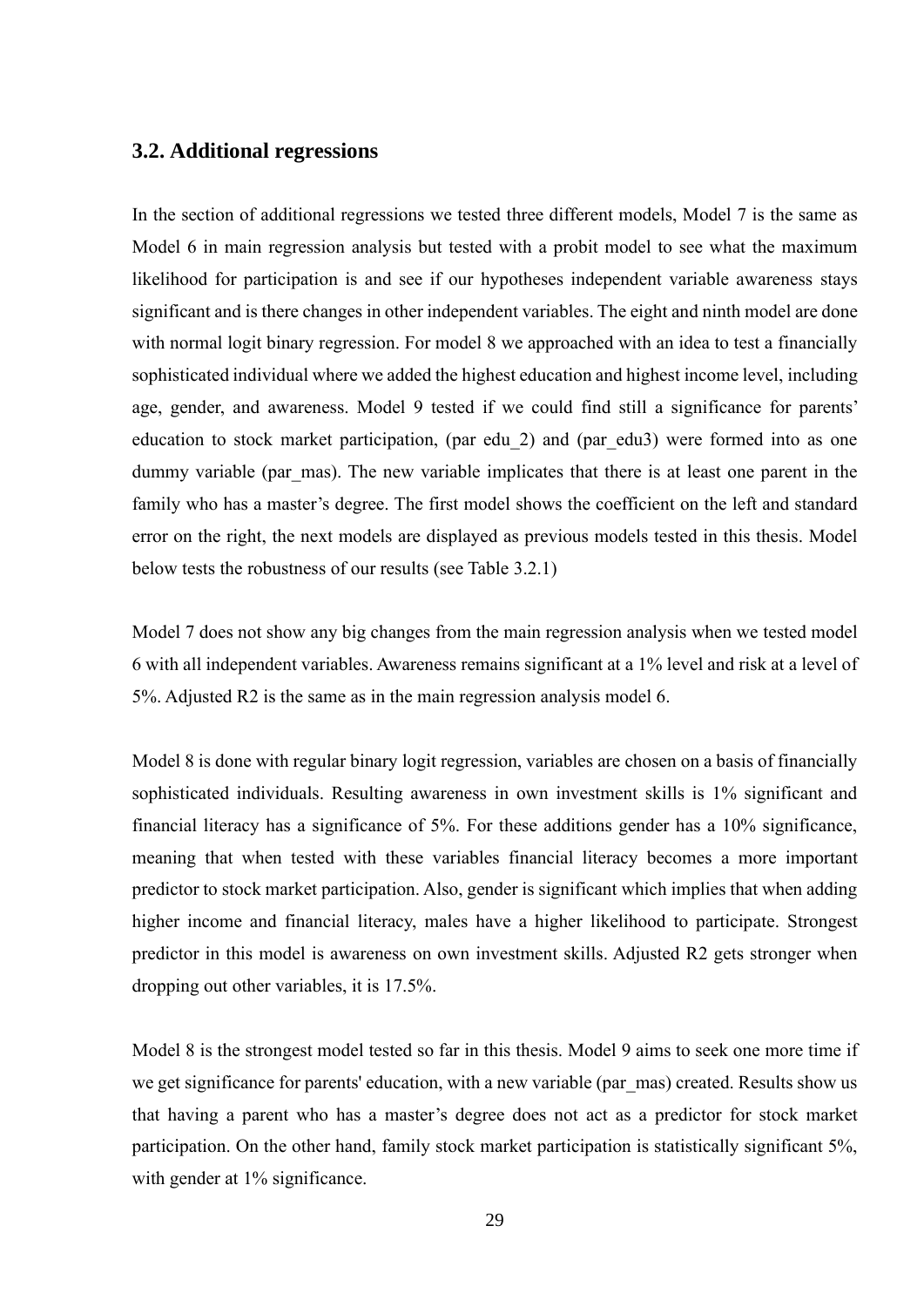## 3.2. Additional regressions

In the section of additional regressions we tested three different models, Model 7 is the same as Model 6 in main regression analysis but tested with a probit model to see what the maximum likelihood for participation is and see if our hypotheses independent variable awareness stays significant and is there changes in other independent variables. The eight and ninth model are done with normal logit binary regression. For model 8 we approached with an idea to test a financially sophisticated individual where we added the highest education and highest income level, including age, gender, and awareness. Model 9 tested if we could find still a significance for parents' education to stock market participation, (par edu_2) and (par_edu3) were formed into as one dummy variable (par_mas). The new variable implicates that there is at least one parent in the family who has a master's degree. The first model shows the coefficient on the left and standard error on the right, the next models are displayed as previous models tested in this thesis. Model below tests the robustness of our results (see Table 3.2.1)

Model 7 does not show any big changes from the main regression analysis when we tested model 6 with all independent variables. Awareness remains significant at a 1% level and risk at a level of 5%. Adjusted R2 is the same as in the main regression analysis model 6.

Model 8 is done with regular binary logit regression, variables are chosen on a basis of financially sophisticated individuals. Resulting awareness in own investment skills is 1% significant and financial literacy has a significance of 5%. For these additions gender has a 10% significance, meaning that when tested with these variables financial literacy becomes a more important predictor to stock market participation. Also, gender is significant which implies that when adding higher income and financial literacy, males have a higher likelihood to participate. Strongest predictor in this model is awareness on own investment skills. Adjusted R2 gets stronger when dropping out other variables, it is 17.5%.

Model 8 is the strongest model tested so far in this thesis. Model 9 aims to seek one more time if we get significance for parents' education, with a new variable (par_mas) created. Results show us that having a parent who has a master's degree does not act as a predictor for stock market participation. On the other hand, family stock market participation is statistically significant 5%, with gender at 1% significance.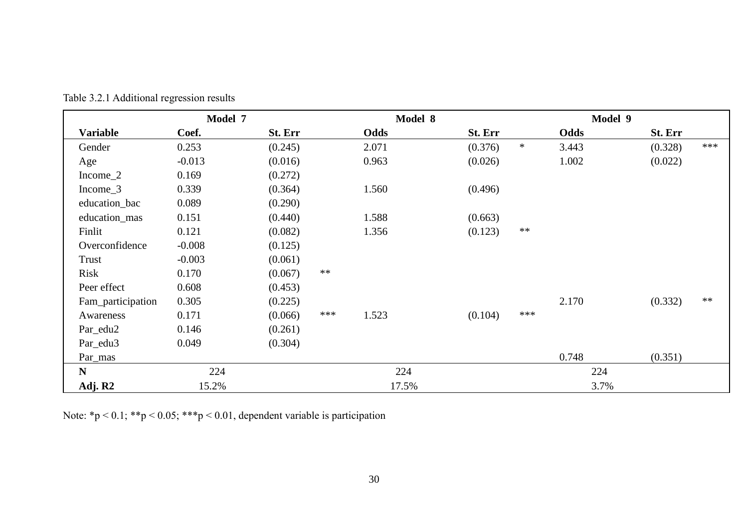Table 3.2.1 Additional regression results

| | Model 7 | | | Model 8 | | | Model 9 | | |
|---|---|---|---|---|---|---|---|---|---|
| **Variable** | **Coef.** | **St. Err** | | **Odds** | **St. Err** | | **Odds** | **St. Err** | |
| Gender | 0.253 | (0.245) | | 2.071 | (0.376) | * | 3.443 | (0.328) | *** |
| Age | -0.013 | (0.016) | | 0.963 | (0.026) | | 1.002 | (0.022) | |
| Income_2 | 0.169 | (0.272) | | | | | | | |
| Income_3 | 0.339 | (0.364) | | 1.560 | (0.496) | | | | |
| education_bac | 0.089 | (0.290) | | | | | | | |
| education_mas | 0.151 | (0.440) | | 1.588 | (0.663) | | | | |
| Finlit | 0.121 | (0.082) | | 1.356 | (0.123) | ** | | | |
| Overconfidence | -0.008 | (0.125) | | | | | | | |
| Trust | -0.003 | (0.061) | | | | | | | |
| Risk | 0.170 | (0.067) | ** | | | | | | |
| Peer effect | 0.608 | (0.453) | | | | | | | |
| Fam_participation | 0.305 | (0.225) | | | | | 2.170 | (0.332) | ** |
| Awareness | 0.171 | (0.066) | *** | 1.523 | (0.104) | *** | | | |
| Par_edu2 | 0.146 | (0.261) | | | | | | | |
| Par_edu3 | 0.049 | (0.304) | | | | | | | |
| Par_mas | | | | | | | 0.748 | (0.351) | |
| **N** | 224 | | | 224 | | | 224 | | |
| **Adj. R2** | 15.2% | | | 17.5% | | | 3.7% | | |

Note: *p < 0.1; **p < 0.05; ***p < 0.01, dependent variable is participation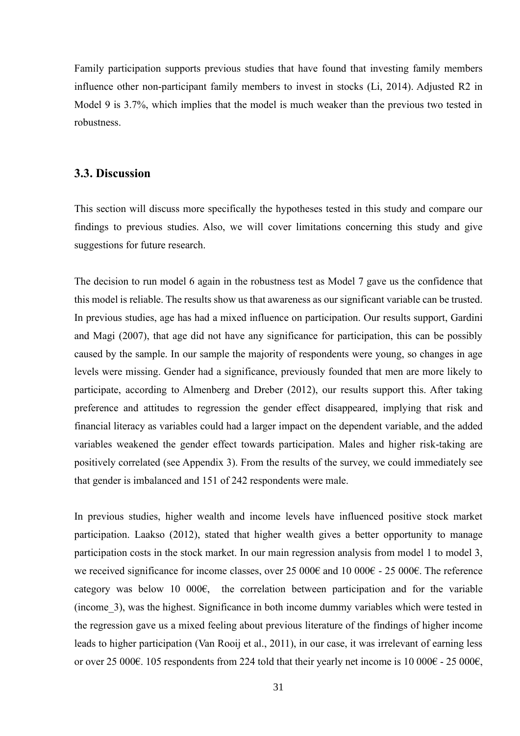Family participation supports previous studies that have found that investing family members influence other non-participant family members to invest in stocks (Li, 2014). Adjusted R2 in Model 9 is 3.7%, which implies that the model is much weaker than the previous two tested in robustness.

### 3.3. Discussion

This section will discuss more specifically the hypotheses tested in this study and compare our findings to previous studies. Also, we will cover limitations concerning this study and give suggestions for future research.

The decision to run model 6 again in the robustness test as Model 7 gave us the confidence that this model is reliable. The results show us that awareness as our significant variable can be trusted. In previous studies, age has had a mixed influence on participation. Our results support, Gardini and Magi (2007), that age did not have any significance for participation, this can be possibly caused by the sample. In our sample the majority of respondents were young, so changes in age levels were missing. Gender had a significance, previously founded that men are more likely to participate, according to Almenberg and Dreber (2012), our results support this. After taking preference and attitudes to regression the gender effect disappeared, implying that risk and financial literacy as variables could had a larger impact on the dependent variable, and the added variables weakened the gender effect towards participation. Males and higher risk-taking are positively correlated (see Appendix 3). From the results of the survey, we could immediately see that gender is imbalanced and 151 of 242 respondents were male.

In previous studies, higher wealth and income levels have influenced positive stock market participation. Laakso (2012), stated that higher wealth gives a better opportunity to manage participation costs in the stock market. In our main regression analysis from model 1 to model 3, we received significance for income classes, over 25 000€ and 10 000€ - 25 000€. The reference category was below 10 000€, the correlation between participation and for the variable (income_3), was the highest. Significance in both income dummy variables which were tested in the regression gave us a mixed feeling about previous literature of the findings of higher income leads to higher participation (Van Rooij et al., 2011), in our case, it was irrelevant of earning less or over 25 000€. 105 respondents from 224 told that their yearly net income is 10 000€ - 25 000€,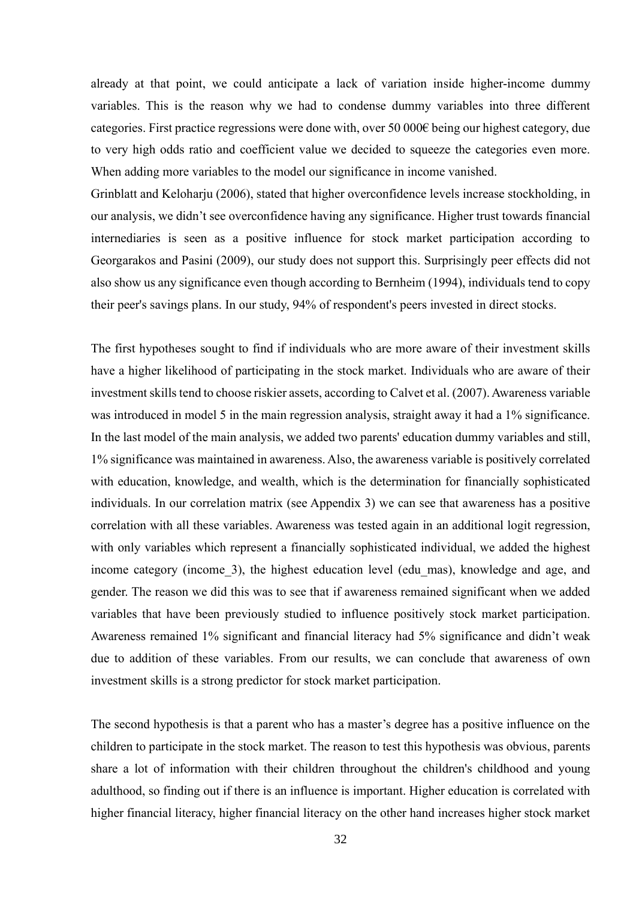already at that point, we could anticipate a lack of variation inside higher-income dummy variables. This is the reason why we had to condense dummy variables into three different categories. First practice regressions were done with, over 50 000€ being our highest category, due to very high odds ratio and coefficient value we decided to squeeze the categories even more. When adding more variables to the model our significance in income vanished.

Grinblatt and Keloharju (2006), stated that higher overconfidence levels increase stockholding, in our analysis, we didn't see overconfidence having any significance. Higher trust towards financial internediaries is seen as a positive influence for stock market participation according to Georgarakos and Pasini (2009), our study does not support this. Surprisingly peer effects did not also show us any significance even though according to Bernheim (1994), individuals tend to copy their peer's savings plans. In our study, 94% of respondent's peers invested in direct stocks.

The first hypotheses sought to find if individuals who are more aware of their investment skills have a higher likelihood of participating in the stock market. Individuals who are aware of their investment skills tend to choose riskier assets, according to Calvet et al. (2007). Awareness variable was introduced in model 5 in the main regression analysis, straight away it had a 1% significance. In the last model of the main analysis, we added two parents' education dummy variables and still, 1% significance was maintained in awareness. Also, the awareness variable is positively correlated with education, knowledge, and wealth, which is the determination for financially sophisticated individuals. In our correlation matrix (see Appendix 3) we can see that awareness has a positive correlation with all these variables. Awareness was tested again in an additional logit regression, with only variables which represent a financially sophisticated individual, we added the highest income category (income_3), the highest education level (edu_mas), knowledge and age, and gender. The reason we did this was to see that if awareness remained significant when we added variables that have been previously studied to influence positively stock market participation. Awareness remained 1% significant and financial literacy had 5% significance and didn't weak due to addition of these variables. From our results, we can conclude that awareness of own investment skills is a strong predictor for stock market participation.

The second hypothesis is that a parent who has a master's degree has a positive influence on the children to participate in the stock market. The reason to test this hypothesis was obvious, parents share a lot of information with their children throughout the children's childhood and young adulthood, so finding out if there is an influence is important. Higher education is correlated with higher financial literacy, higher financial literacy on the other hand increases higher stock market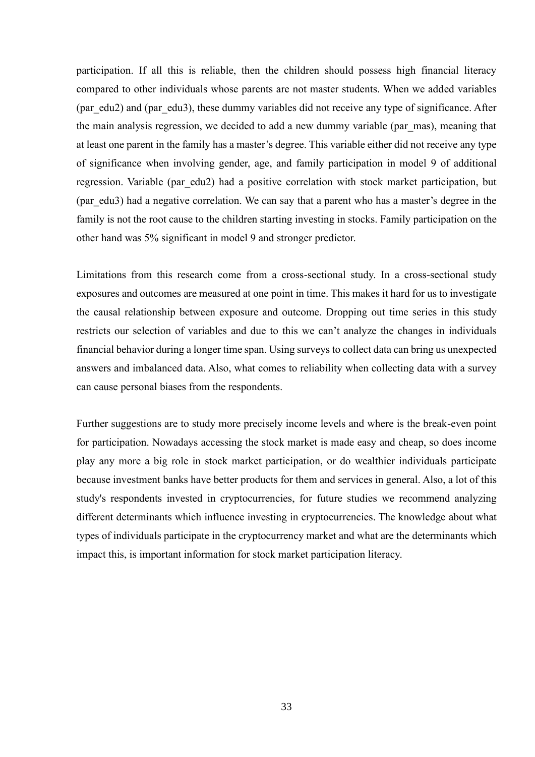participation. If all this is reliable, then the children should possess high financial literacy compared to other individuals whose parents are not master students. When we added variables (par_edu2) and (par_edu3), these dummy variables did not receive any type of significance. After the main analysis regression, we decided to add a new dummy variable (par_mas), meaning that at least one parent in the family has a master's degree. This variable either did not receive any type of significance when involving gender, age, and family participation in model 9 of additional regression. Variable (par_edu2) had a positive correlation with stock market participation, but (par_edu3) had a negative correlation. We can say that a parent who has a master's degree in the family is not the root cause to the children starting investing in stocks. Family participation on the other hand was 5% significant in model 9 and stronger predictor.

Limitations from this research come from a cross-sectional study. In a cross-sectional study exposures and outcomes are measured at one point in time. This makes it hard for us to investigate the causal relationship between exposure and outcome. Dropping out time series in this study restricts our selection of variables and due to this we can't analyze the changes in individuals financial behavior during a longer time span. Using surveys to collect data can bring us unexpected answers and imbalanced data. Also, what comes to reliability when collecting data with a survey can cause personal biases from the respondents.

Further suggestions are to study more precisely income levels and where is the break-even point for participation. Nowadays accessing the stock market is made easy and cheap, so does income play any more a big role in stock market participation, or do wealthier individuals participate because investment banks have better products for them and services in general. Also, a lot of this study's respondents invested in cryptocurrencies, for future studies we recommend analyzing different determinants which influence investing in cryptocurrencies. The knowledge about what types of individuals participate in the cryptocurrency market and what are the determinants which impact this, is important information for stock market participation literacy.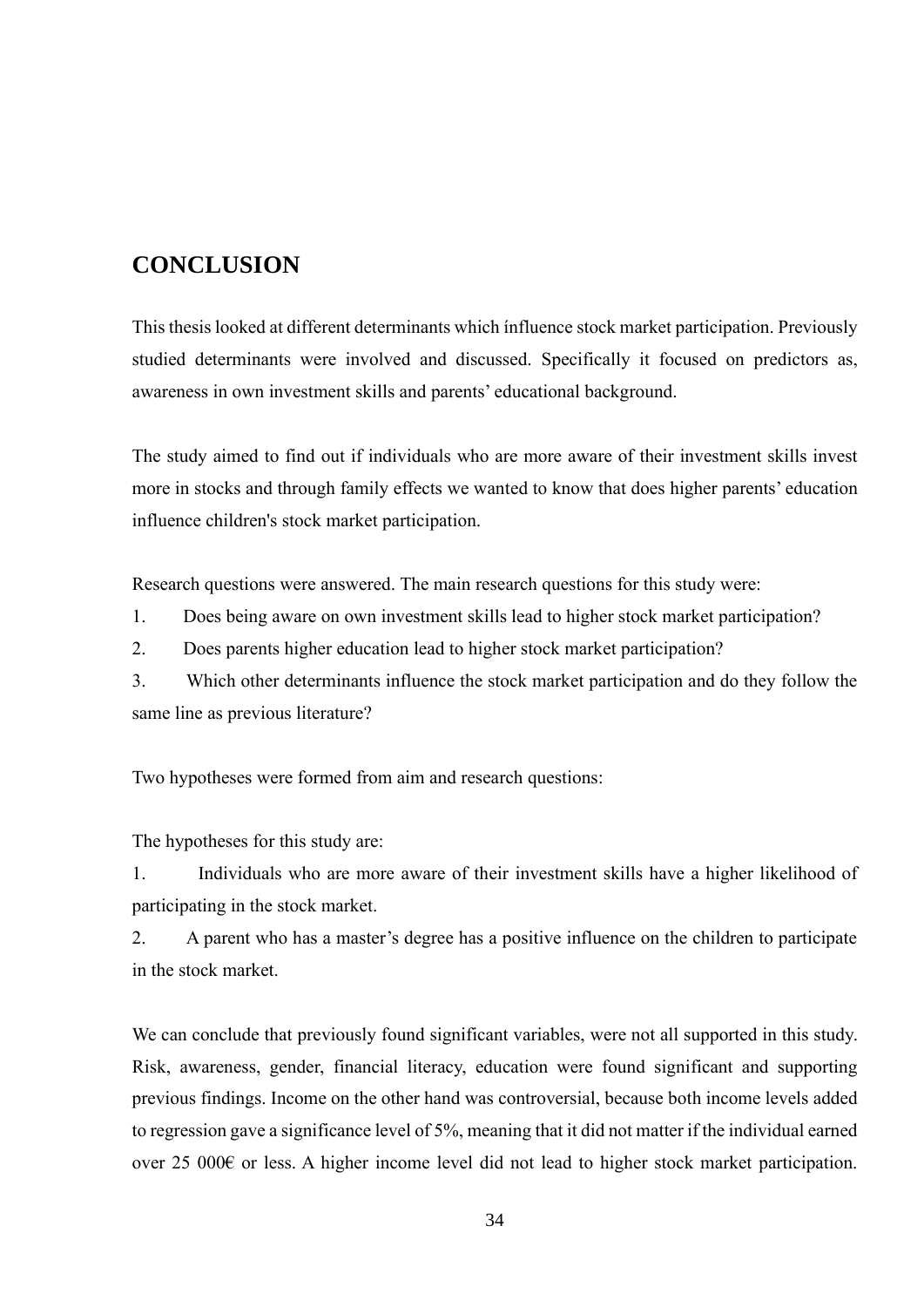# CONCLUSION

This thesis looked at different determinants which ínfluence stock market participation. Previously studied determinants were involved and discussed. Specifically it focused on predictors as, awareness in own investment skills and parents' educational background.

The study aimed to find out if individuals who are more aware of their investment skills invest more in stocks and through family effects we wanted to know that does higher parents' education influence children's stock market participation.

Research questions were answered. The main research questions for this study were:

1. Does being aware on own investment skills lead to higher stock market participation?
2. Does parents higher education lead to higher stock market participation?
3. Which other determinants influence the stock market participation and do they follow the same line as previous literature?

Two hypotheses were formed from aim and research questions:

The hypotheses for this study are:

1. Individuals who are more aware of their investment skills have a higher likelihood of participating in the stock market.
2. A parent who has a master's degree has a positive influence on the children to participate in the stock market.

We can conclude that previously found significant variables, were not all supported in this study. Risk, awareness, gender, financial literacy, education were found significant and supporting previous findings. Income on the other hand was controversial, because both income levels added to regression gave a significance level of 5%, meaning that it did not matter if the individual earned over 25 000€ or less. A higher income level did not lead to higher stock market participation.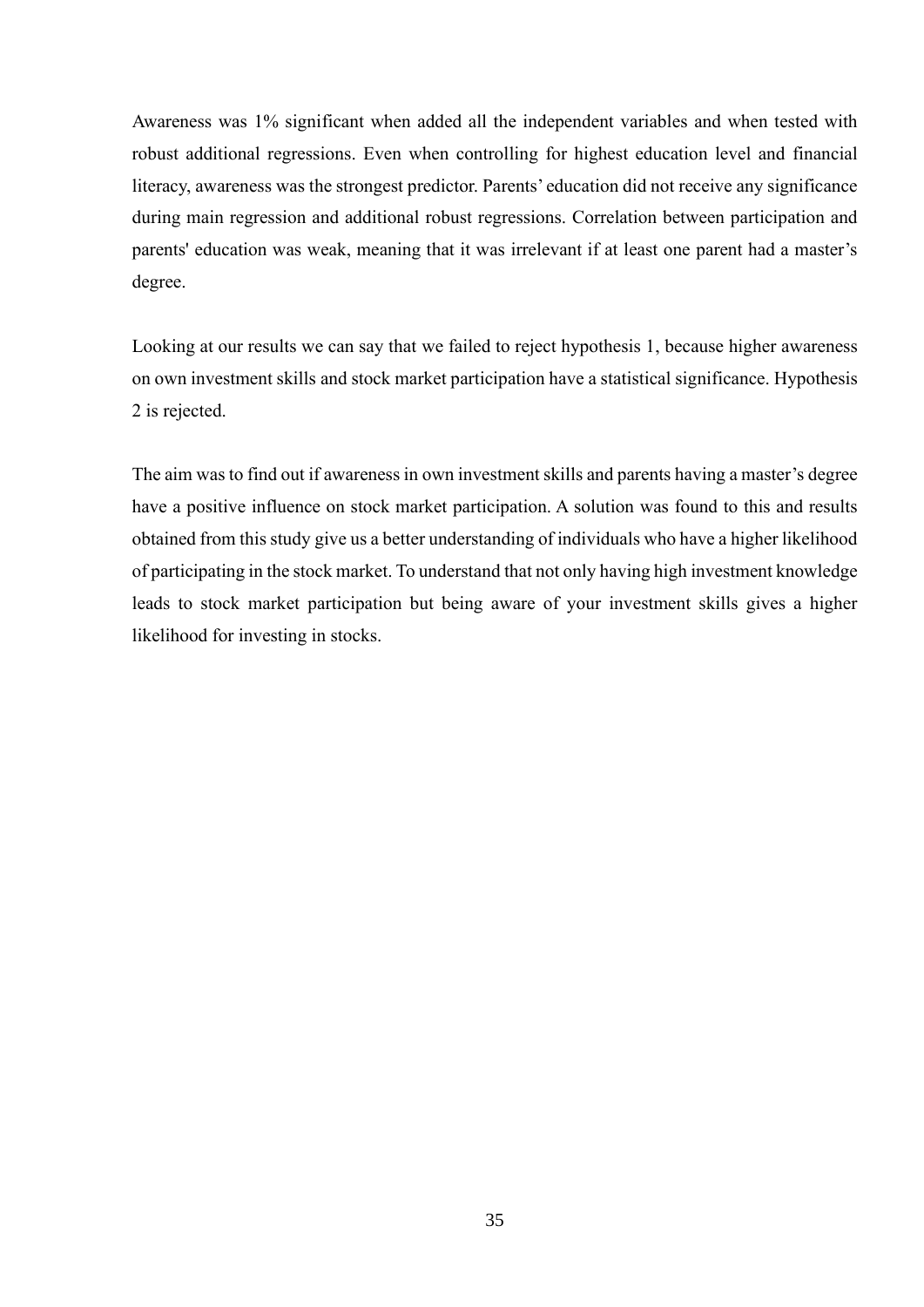Awareness was 1% significant when added all the independent variables and when tested with robust additional regressions. Even when controlling for highest education level and financial literacy, awareness was the strongest predictor. Parents' education did not receive any significance during main regression and additional robust regressions. Correlation between participation and parents' education was weak, meaning that it was irrelevant if at least one parent had a master's degree.

Looking at our results we can say that we failed to reject hypothesis 1, because higher awareness on own investment skills and stock market participation have a statistical significance. Hypothesis 2 is rejected.

The aim was to find out if awareness in own investment skills and parents having a master's degree have a positive influence on stock market participation. A solution was found to this and results obtained from this study give us a better understanding of individuals who have a higher likelihood of participating in the stock market. To understand that not only having high investment knowledge leads to stock market participation but being aware of your investment skills gives a higher likelihood for investing in stocks.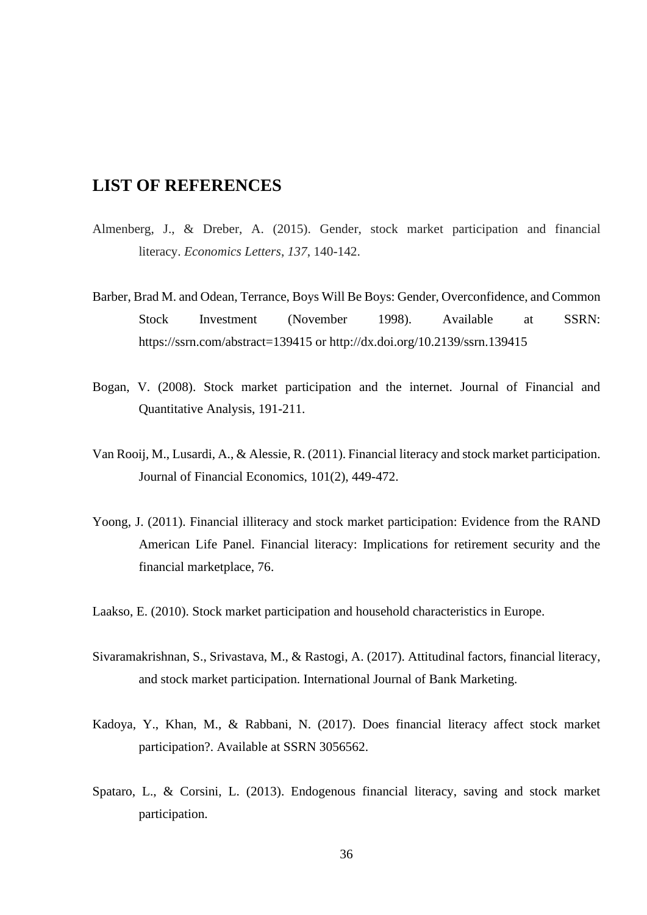# LIST OF REFERENCES

Almenberg, J., & Dreber, A. (2015). Gender, stock market participation and financial literacy. *Economics Letters*, *137*, 140-142.

Barber, Brad M. and Odean, Terrance, Boys Will Be Boys: Gender, Overconfidence, and Common Stock Investment (November 1998). Available at SSRN: https://ssrn.com/abstract=139415 or http://dx.doi.org/10.2139/ssrn.139415

Bogan, V. (2008). Stock market participation and the internet. Journal of Financial and Quantitative Analysis, 191-211.

Van Rooij, M., Lusardi, A., & Alessie, R. (2011). Financial literacy and stock market participation. Journal of Financial Economics, 101(2), 449-472.

Yoong, J. (2011). Financial illiteracy and stock market participation: Evidence from the RAND American Life Panel. Financial literacy: Implications for retirement security and the financial marketplace, 76.

Laakso, E. (2010). Stock market participation and household characteristics in Europe.

Sivaramakrishnan, S., Srivastava, M., & Rastogi, A. (2017). Attitudinal factors, financial literacy, and stock market participation. International Journal of Bank Marketing.

Kadoya, Y., Khan, M., & Rabbani, N. (2017). Does financial literacy affect stock market participation?. Available at SSRN 3056562.

Spataro, L., & Corsini, L. (2013). Endogenous financial literacy, saving and stock market participation.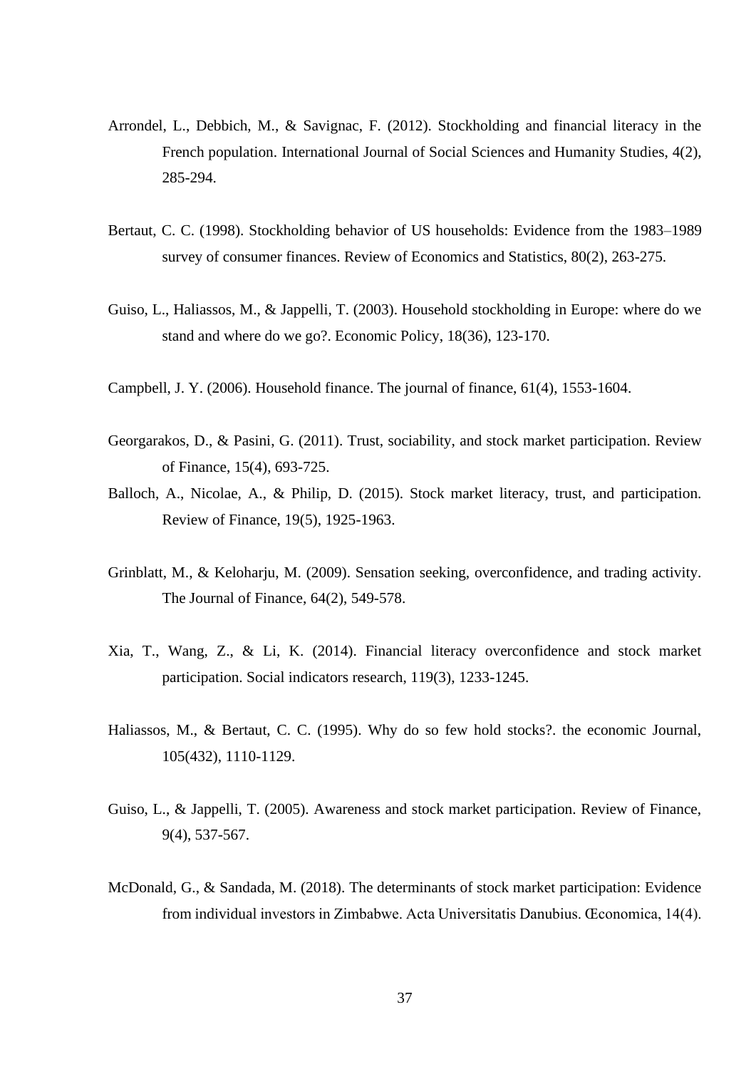Arrondel, L., Debbich, M., & Savignac, F. (2012). Stockholding and financial literacy in the French population. International Journal of Social Sciences and Humanity Studies, 4(2), 285-294.

Bertaut, C. C. (1998). Stockholding behavior of US households: Evidence from the 1983–1989 survey of consumer finances. Review of Economics and Statistics, 80(2), 263-275.

Guiso, L., Haliassos, M., & Jappelli, T. (2003). Household stockholding in Europe: where do we stand and where do we go?. Economic Policy, 18(36), 123-170.

Campbell, J. Y. (2006). Household finance. The journal of finance, 61(4), 1553-1604.

Georgarakos, D., & Pasini, G. (2011). Trust, sociability, and stock market participation. Review of Finance, 15(4), 693-725.

Balloch, A., Nicolae, A., & Philip, D. (2015). Stock market literacy, trust, and participation. Review of Finance, 19(5), 1925-1963.

Grinblatt, M., & Keloharju, M. (2009). Sensation seeking, overconfidence, and trading activity. The Journal of Finance, 64(2), 549-578.

Xia, T., Wang, Z., & Li, K. (2014). Financial literacy overconfidence and stock market participation. Social indicators research, 119(3), 1233-1245.

Haliassos, M., & Bertaut, C. C. (1995). Why do so few hold stocks?. the economic Journal, 105(432), 1110-1129.

Guiso, L., & Jappelli, T. (2005). Awareness and stock market participation. Review of Finance, 9(4), 537-567.

McDonald, G., & Sandada, M. (2018). The determinants of stock market participation: Evidence from individual investors in Zimbabwe. Acta Universitatis Danubius. Œconomica, 14(4).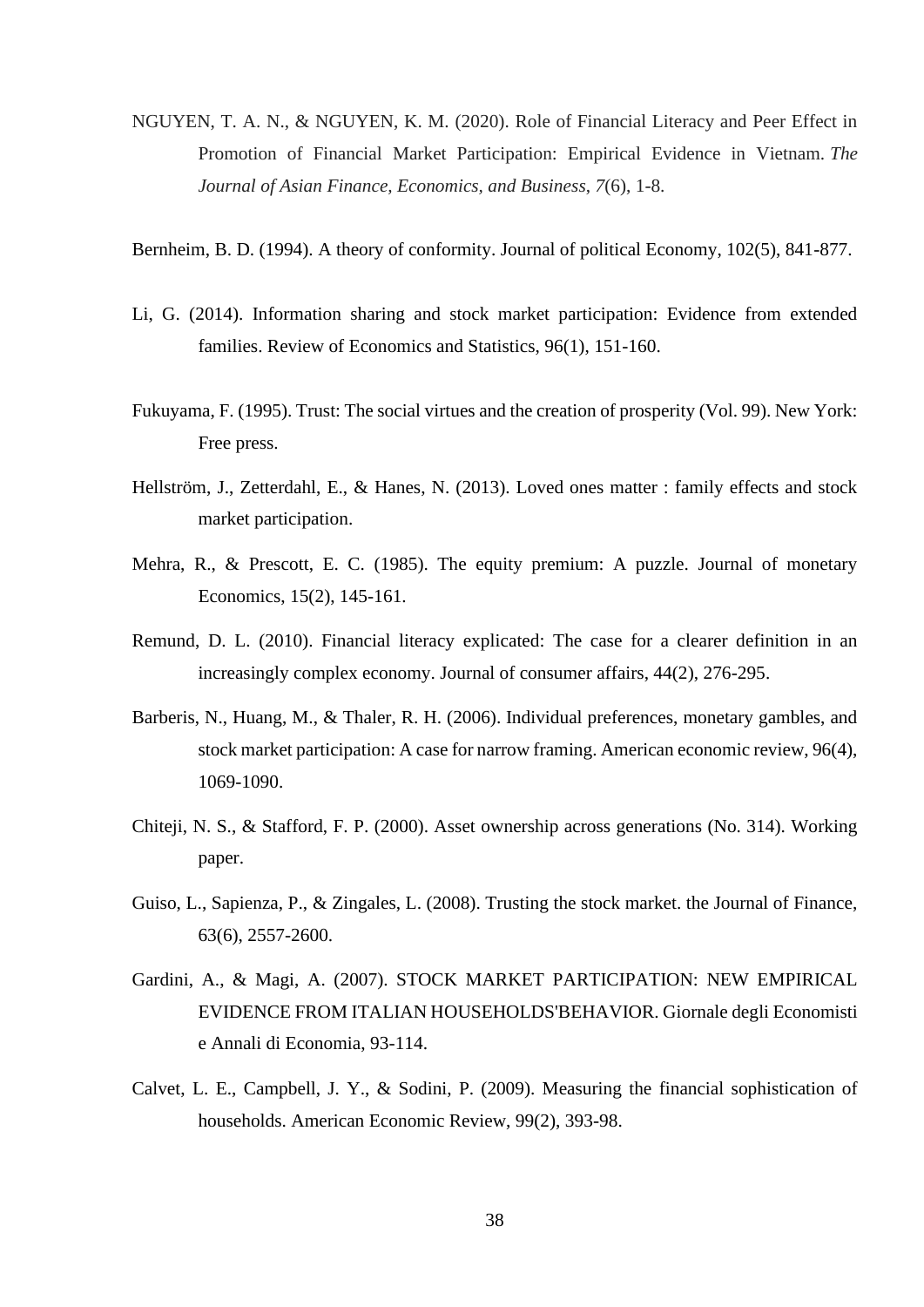NGUYEN, T. A. N., & NGUYEN, K. M. (2020). Role of Financial Literacy and Peer Effect in Promotion of Financial Market Participation: Empirical Evidence in Vietnam. *The Journal of Asian Finance, Economics, and Business*, *7*(6), 1-8.

Bernheim, B. D. (1994). A theory of conformity. Journal of political Economy, 102(5), 841-877.

Li, G. (2014). Information sharing and stock market participation: Evidence from extended families. Review of Economics and Statistics, 96(1), 151-160.

Fukuyama, F. (1995). Trust: The social virtues and the creation of prosperity (Vol. 99). New York: Free press.

Hellström, J., Zetterdahl, E., & Hanes, N. (2013). Loved ones matter : family effects and stock market participation.

Mehra, R., & Prescott, E. C. (1985). The equity premium: A puzzle. Journal of monetary Economics, 15(2), 145-161.

Remund, D. L. (2010). Financial literacy explicated: The case for a clearer definition in an increasingly complex economy. Journal of consumer affairs, 44(2), 276-295.

Barberis, N., Huang, M., & Thaler, R. H. (2006). Individual preferences, monetary gambles, and stock market participation: A case for narrow framing. American economic review, 96(4), 1069-1090.

Chiteji, N. S., & Stafford, F. P. (2000). Asset ownership across generations (No. 314). Working paper.

Guiso, L., Sapienza, P., & Zingales, L. (2008). Trusting the stock market. the Journal of Finance, 63(6), 2557-2600.

Gardini, A., & Magi, A. (2007). STOCK MARKET PARTICIPATION: NEW EMPIRICAL EVIDENCE FROM ITALIAN HOUSEHOLDS'BEHAVIOR. Giornale degli Economisti e Annali di Economia, 93-114.

Calvet, L. E., Campbell, J. Y., & Sodini, P. (2009). Measuring the financial sophistication of households. American Economic Review, 99(2), 393-98.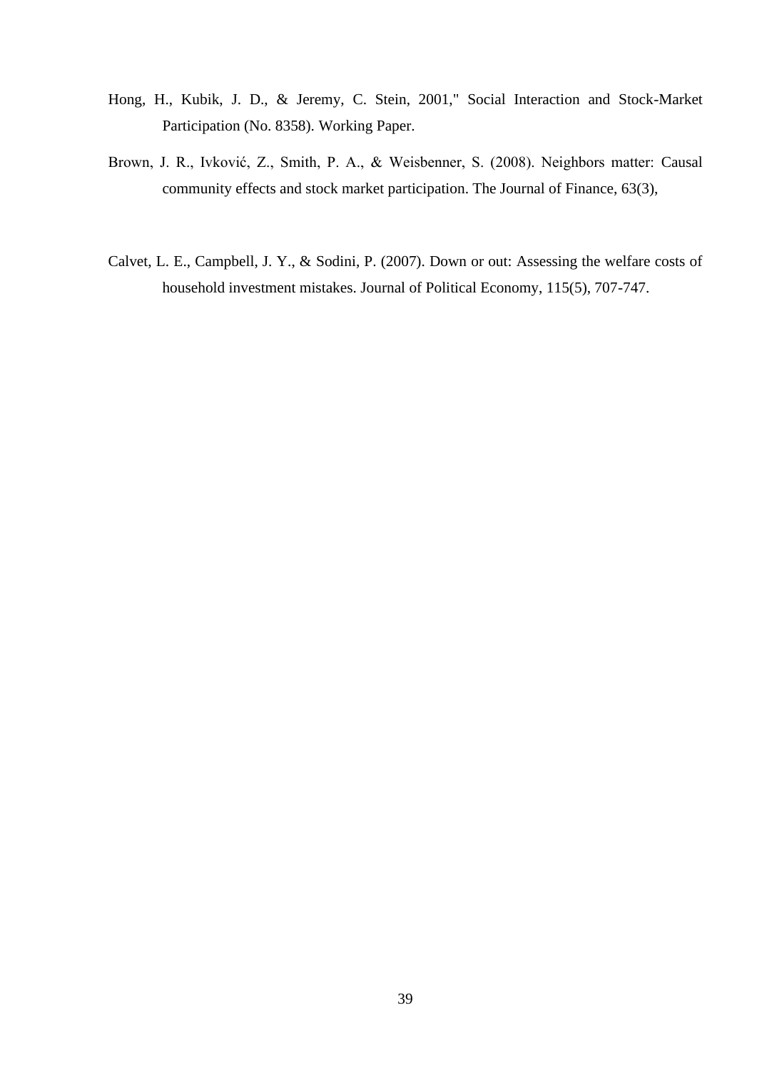Hong, H., Kubik, J. D., & Jeremy, C. Stein, 2001," Social Interaction and Stock-Market Participation (No. 8358). Working Paper.

Brown, J. R., Ivković, Z., Smith, P. A., & Weisbenner, S. (2008). Neighbors matter: Causal community effects and stock market participation. The Journal of Finance, 63(3),

Calvet, L. E., Campbell, J. Y., & Sodini, P. (2007). Down or out: Assessing the welfare costs of household investment mistakes. Journal of Political Economy, 115(5), 707-747.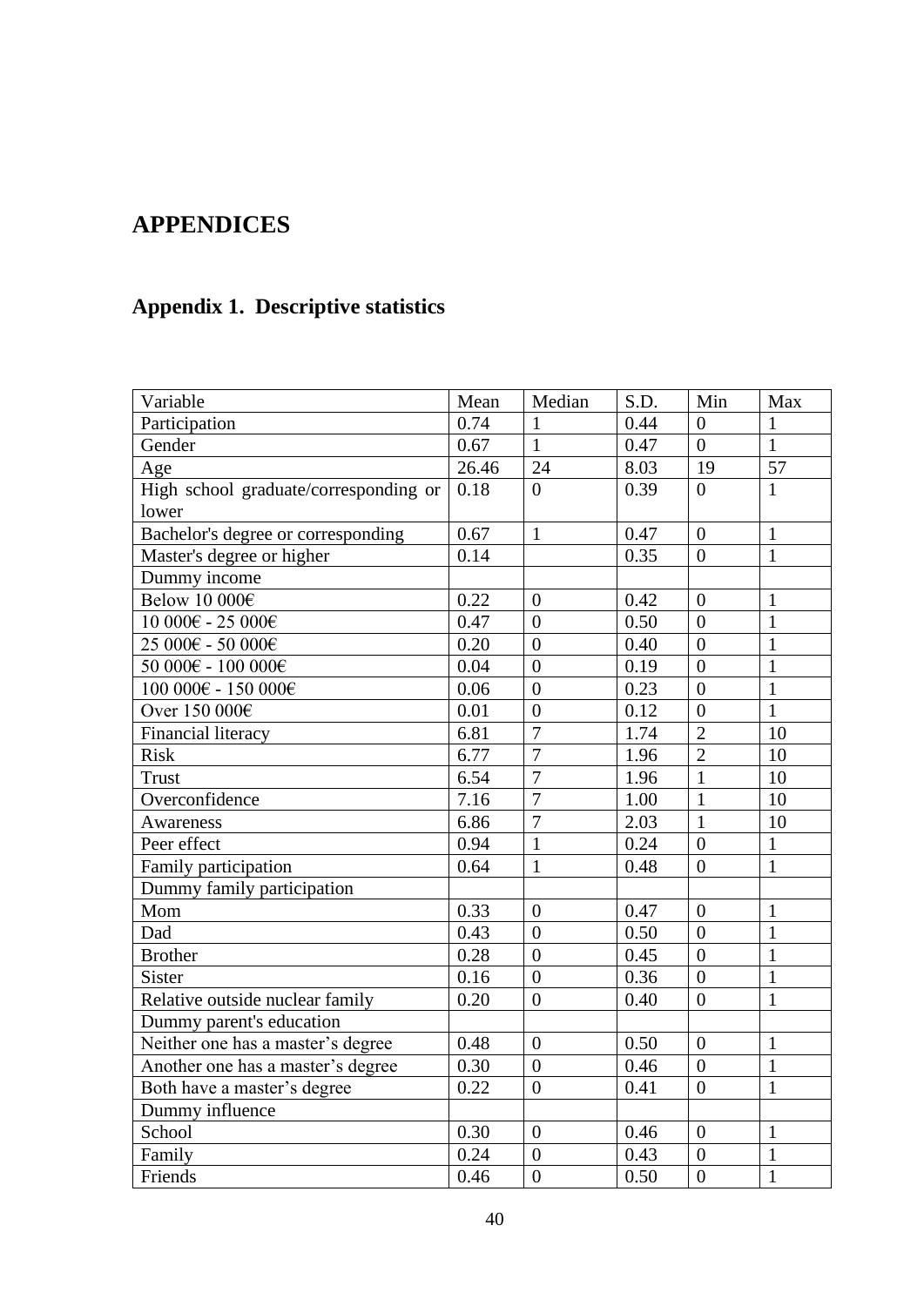# APPENDICES

## Appendix 1. Descriptive statistics

| Variable | Mean | Median | S.D. | Min | Max |
|---|---|---|---|---|---|
| Participation | 0.74 | 1 | 0.44 | 0 | 1 |
| Gender | 0.67 | 1 | 0.47 | 0 | 1 |
| Age | 26.46 | 24 | 8.03 | 19 | 57 |
| High school graduate/corresponding or lower | 0.18 | 0 | 0.39 | 0 | 1 |
| Bachelor's degree or corresponding | 0.67 | 1 | 0.47 | 0 | 1 |
| Master's degree or higher | 0.14 | | 0.35 | 0 | 1 |
| Dummy income | | | | | |
| Below 10 000€ | 0.22 | 0 | 0.42 | 0 | 1 |
| 10 000€ - 25 000€ | 0.47 | 0 | 0.50 | 0 | 1 |
| 25 000€ - 50 000€ | 0.20 | 0 | 0.40 | 0 | 1 |
| 50 000€ - 100 000€ | 0.04 | 0 | 0.19 | 0 | 1 |
| 100 000€ - 150 000€ | 0.06 | 0 | 0.23 | 0 | 1 |
| Over 150 000€ | 0.01 | 0 | 0.12 | 0 | 1 |
| Financial literacy | 6.81 | 7 | 1.74 | 2 | 10 |
| Risk | 6.77 | 7 | 1.96 | 2 | 10 |
| Trust | 6.54 | 7 | 1.96 | 1 | 10 |
| Overconfidence | 7.16 | 7 | 1.00 | 1 | 10 |
| Awareness | 6.86 | 7 | 2.03 | 1 | 10 |
| Peer effect | 0.94 | 1 | 0.24 | 0 | 1 |
| Family participation | 0.64 | 1 | 0.48 | 0 | 1 |
| Dummy family participation | | | | | |
| Mom | 0.33 | 0 | 0.47 | 0 | 1 |
| Dad | 0.43 | 0 | 0.50 | 0 | 1 |
| Brother | 0.28 | 0 | 0.45 | 0 | 1 |
| Sister | 0.16 | 0 | 0.36 | 0 | 1 |
| Relative outside nuclear family | 0.20 | 0 | 0.40 | 0 | 1 |
| Dummy parent's education | | | | | |
| Neither one has a master’s degree | 0.48 | 0 | 0.50 | 0 | 1 |
| Another one has a master’s degree | 0.30 | 0 | 0.46 | 0 | 1 |
| Both have a master’s degree | 0.22 | 0 | 0.41 | 0 | 1 |
| Dummy influence | | | | | |
| School | 0.30 | 0 | 0.46 | 0 | 1 |
| Family | 0.24 | 0 | 0.43 | 0 | 1 |
| Friends | 0.46 | 0 | 0.50 | 0 | 1 |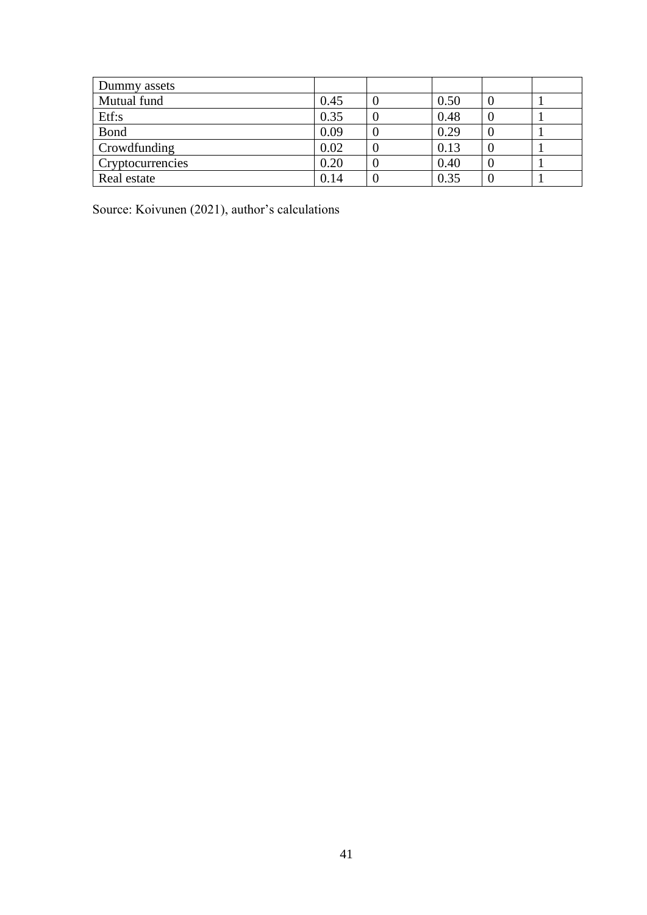| Dummy assets | | | | | |
|---|---|---|---|---|---|
| Mutual fund | 0.45 | 0 | 0.50 | 0 | 1 |
| Etf:s | 0.35 | 0 | 0.48 | 0 | 1 |
| Bond | 0.09 | 0 | 0.29 | 0 | 1 |
| Crowdfunding | 0.02 | 0 | 0.13 | 0 | 1 |
| Cryptocurrencies | 0.20 | 0 | 0.40 | 0 | 1 |
| Real estate | 0.14 | 0 | 0.35 | 0 | 1 |

Source: Koivunen (2021), author's calculations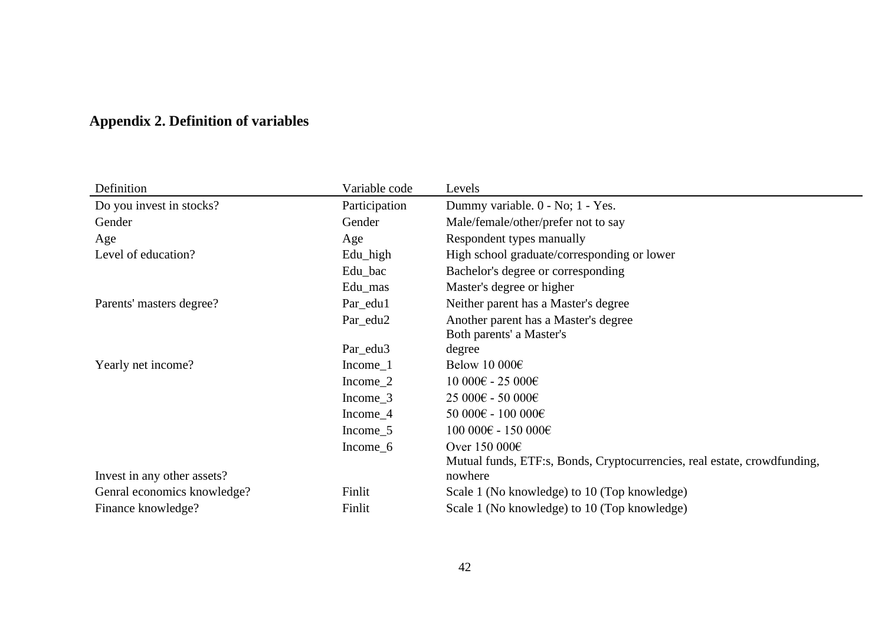## Appendix 2. Definition of variables

| Definition | Variable code | Levels |
|---|---|---|
| Do you invest in stocks? | Participation | Dummy variable. 0 - No; 1 - Yes. |
| Gender | Gender | Male/female/other/prefer not to say |
| Age | Age | Respondent types manually |
| Level of education? | Edu_high | High school graduate/corresponding or lower |
| | Edu_bac | Bachelor's degree or corresponding |
| | Edu_mas | Master's degree or higher |
| Parents' masters degree? | Par_edu1 | Neither parent has a Master's degree |
| | Par_edu2 | Another parent has a Master's degree |
| | Par_edu3 | Both parents' a Master's degree |
| Yearly net income? | Income_1 | Below 10 000€ |
| | Income_2 | 10 000€ - 25 000€ |
| | Income_3 | 25 000€ - 50 000€ |
| | Income_4 | 50 000€ - 100 000€ |
| | Income_5 | 100 000€ - 150 000€ |
| | Income_6 | Over 150 000€ |
| Invest in any other assets? | | Mutual funds, ETF:s, Bonds, Cryptocurrencies, real estate, crowdfunding, nowhere |
| Genral economics knowledge? | Finlit | Scale 1 (No knowledge) to 10 (Top knowledge) |
| Finance knowledge? | Finlit | Scale 1 (No knowledge) to 10 (Top knowledge) |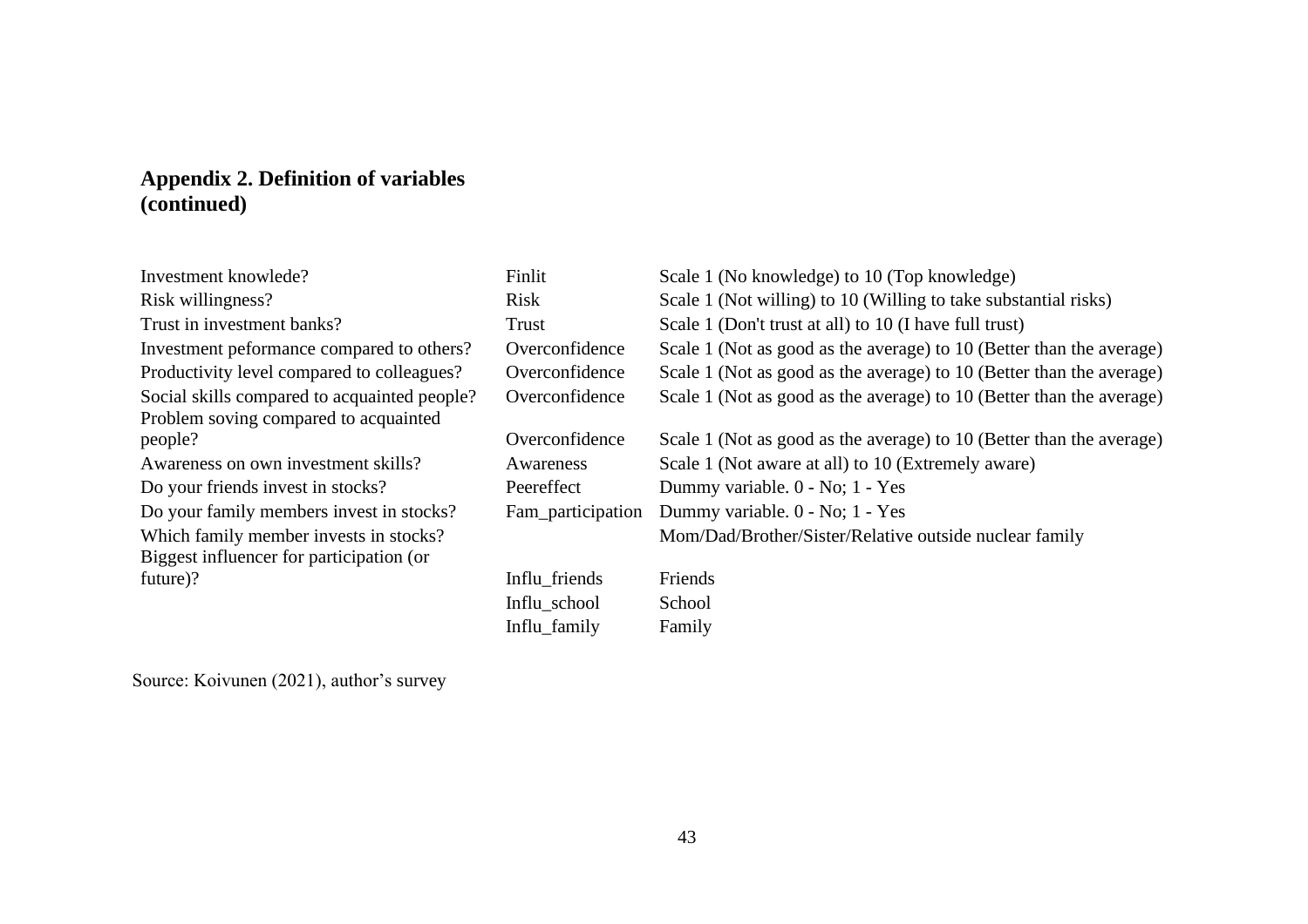**Appendix 2. Definition of variables (continued)**

| | | |
|---|---|---|
| Investment knowlede? | Finlit | Scale 1 (No knowledge) to 10 (Top knowledge) |
| Risk willingness? | Risk | Scale 1 (Not willing) to 10 (Willing to take substantial risks) |
| Trust in investment banks? | Trust | Scale 1 (Don't trust at all) to 10 (I have full trust) |
| Investment peformance compared to others? | Overconfidence | Scale 1 (Not as good as the average) to 10 (Better than the average) |
| Productivity level compared to colleagues? | Overconfidence | Scale 1 (Not as good as the average) to 10 (Better than the average) |
| Social skills compared to acquainted people? | Overconfidence | Scale 1 (Not as good as the average) to 10 (Better than the average) |
| Problem soving compared to acquainted people? | Overconfidence | Scale 1 (Not as good as the average) to 10 (Better than the average) |
| Awareness on own investment skills? | Awareness | Scale 1 (Not aware at all) to 10 (Extremely aware) |
| Do your friends invest in stocks? | Peereffect | Dummy variable. 0 - No; 1 - Yes |
| Do your family members invest in stocks? | Fam_participation | Dummy variable. 0 - No; 1 - Yes |
| Which family member invests in stocks? | | Mom/Dad/Brother/Sister/Relative outside nuclear family |
| Biggest influencer for participation (or future)? | Influ_friends | Friends |
| | Influ_school | School |
| | Influ_family | Family |

Source: Koivunen (2021), author's survey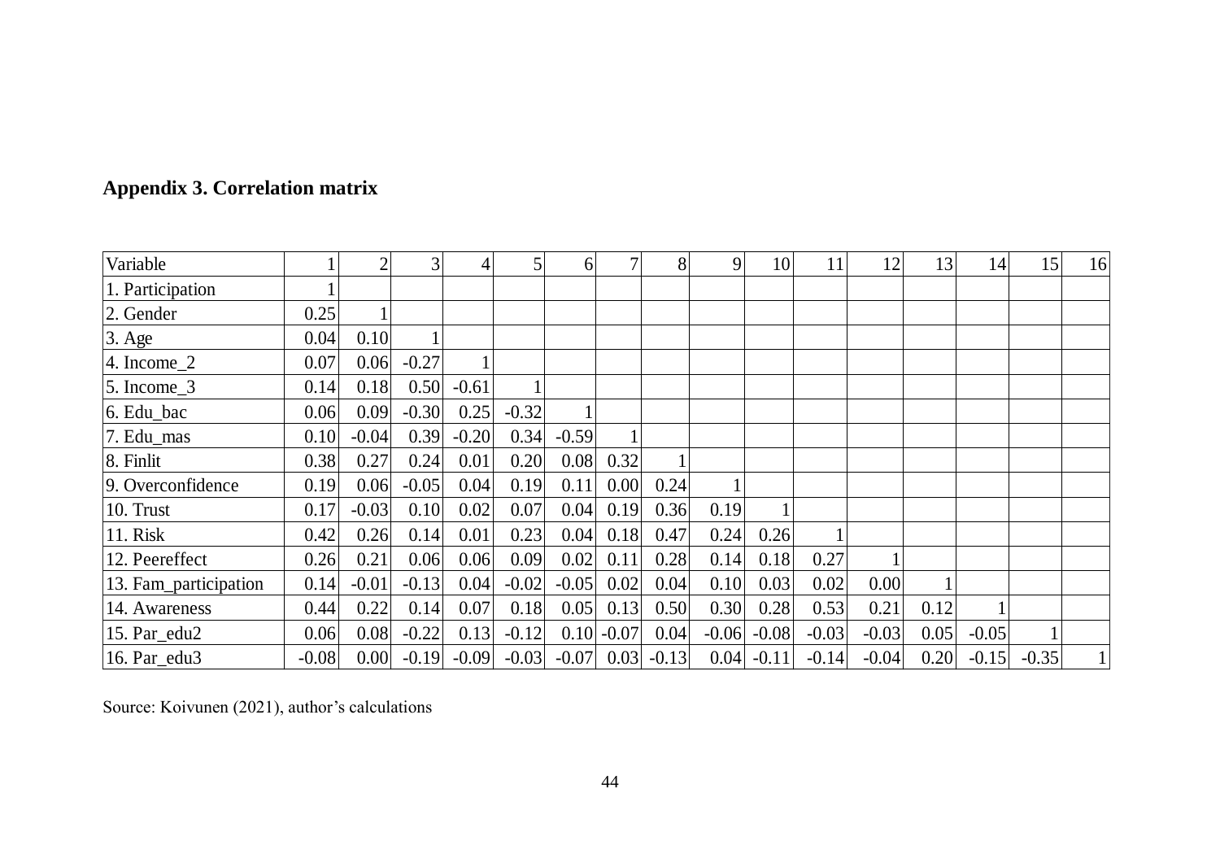**Appendix 3. Correlation matrix**

| Variable | 1 | 2 | 3 | 4 | 5 | 6 | 7 | 8 | 9 | 10 | 11 | 12 | 13 | 14 | 15 | 16 |
|---|---|---|---|---|---|---|---|---|---|---|---|---|---|---|---|---|
| 1. Participation | 1 | | | | | | | | | | | | | | | |
| 2. Gender | 0.25 | 1 | | | | | | | | | | | | | | |
| 3. Age | 0.04 | 0.10 | 1 | | | | | | | | | | | | | |
| 4. Income_2 | 0.07 | 0.06 | -0.27 | 1 | | | | | | | | | | | | |
| 5. Income_3 | 0.14 | 0.18 | 0.50 | -0.61 | 1 | | | | | | | | | | | |
| 6. Edu_bac | 0.06 | 0.09 | -0.30 | 0.25 | -0.32 | 1 | | | | | | | | | | |
| 7. Edu_mas | 0.10 | -0.04 | 0.39 | -0.20 | 0.34 | -0.59 | 1 | | | | | | | | | |
| 8. Finlit | 0.38 | 0.27 | 0.24 | 0.01 | 0.20 | 0.08 | 0.32 | 1 | | | | | | | | |
| 9. Overconfidence | 0.19 | 0.06 | -0.05 | 0.04 | 0.19 | 0.11 | 0.00 | 0.24 | 1 | | | | | | | |
| 10. Trust | 0.17 | -0.03 | 0.10 | 0.02 | 0.07 | 0.04 | 0.19 | 0.36 | 0.19 | 1 | | | | | | |
| 11. Risk | 0.42 | 0.26 | 0.14 | 0.01 | 0.23 | 0.04 | 0.18 | 0.47 | 0.24 | 0.26 | 1 | | | | | |
| 12. Peereffect | 0.26 | 0.21 | 0.06 | 0.06 | 0.09 | 0.02 | 0.11 | 0.28 | 0.14 | 0.18 | 0.27 | 1 | | | | |
| 13. Fam_participation | 0.14 | -0.01 | -0.13 | 0.04 | -0.02 | -0.05 | 0.02 | 0.04 | 0.10 | 0.03 | 0.02 | 0.00 | 1 | | | |
| 14. Awareness | 0.44 | 0.22 | 0.14 | 0.07 | 0.18 | 0.05 | 0.13 | 0.50 | 0.30 | 0.28 | 0.53 | 0.21 | 0.12 | 1 | | |
| 15. Par_edu2 | 0.06 | 0.08 | -0.22 | 0.13 | -0.12 | 0.10 | -0.07 | 0.04 | -0.06 | -0.08 | -0.03 | -0.03 | 0.05 | -0.05 | 1 | |
| 16. Par_edu3 | -0.08 | 0.00 | -0.19 | -0.09 | -0.03 | -0.07 | 0.03 | -0.13 | 0.04 | -0.11 | -0.14 | -0.04 | 0.20 | -0.15 | -0.35 | 1 |

Source: Koivunen (2021), author's calculations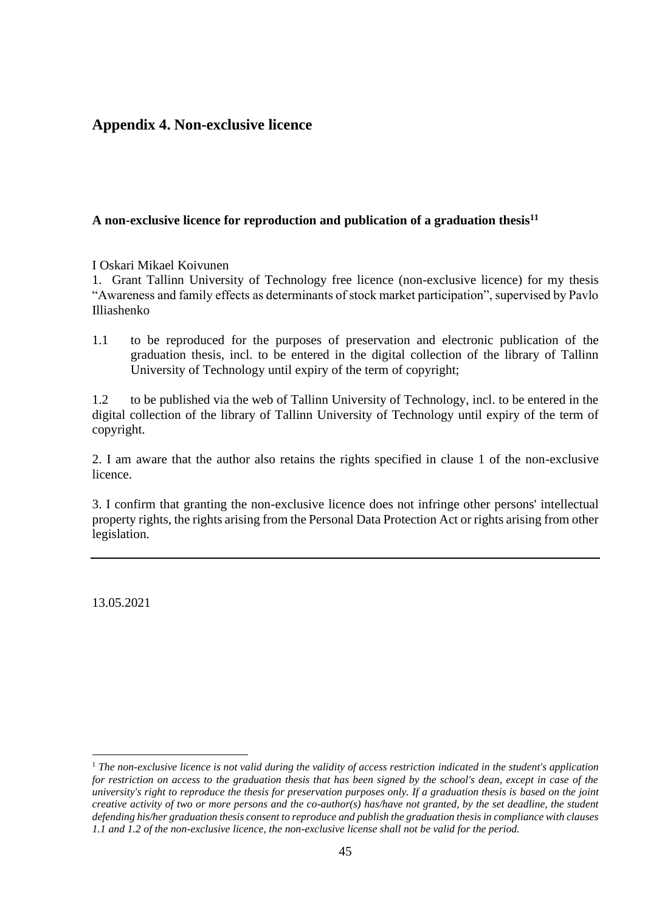# Appendix 4. Non-exclusive licence

**A non-exclusive licence for reproduction and publication of a graduation thesis**[11]

I Oskari Mikael Koivunen

1. Grant Tallinn University of Technology free licence (non-exclusive licence) for my thesis "Awareness and family effects as determinants of stock market participation", supervised by Pavlo Illiashenko

1.1 to be reproduced for the purposes of preservation and electronic publication of the graduation thesis, incl. to be entered in the digital collection of the library of Tallinn University of Technology until expiry of the term of copyright;

1.2 to be published via the web of Tallinn University of Technology, incl. to be entered in the digital collection of the library of Tallinn University of Technology until expiry of the term of copyright.

2. I am aware that the author also retains the rights specified in clause 1 of the non-exclusive licence.

3. I confirm that granting the non-exclusive licence does not infringe other persons' intellectual property rights, the rights arising from the Personal Data Protection Act or rights arising from other legislation.

---

13.05.2021

[1] *The non-exclusive licence is not valid during the validity of access restriction indicated in the student's application for restriction on access to the graduation thesis that has been signed by the school's dean, except in case of the university's right to reproduce the thesis for preservation purposes only. If a graduation thesis is based on the joint creative activity of two or more persons and the co-author(s) has/have not granted, by the set deadline, the student defending his/her graduation thesis consent to reproduce and publish the graduation thesis in compliance with clauses 1.1 and 1.2 of the non-exclusive licence, the non-exclusive license shall not be valid for the period.*